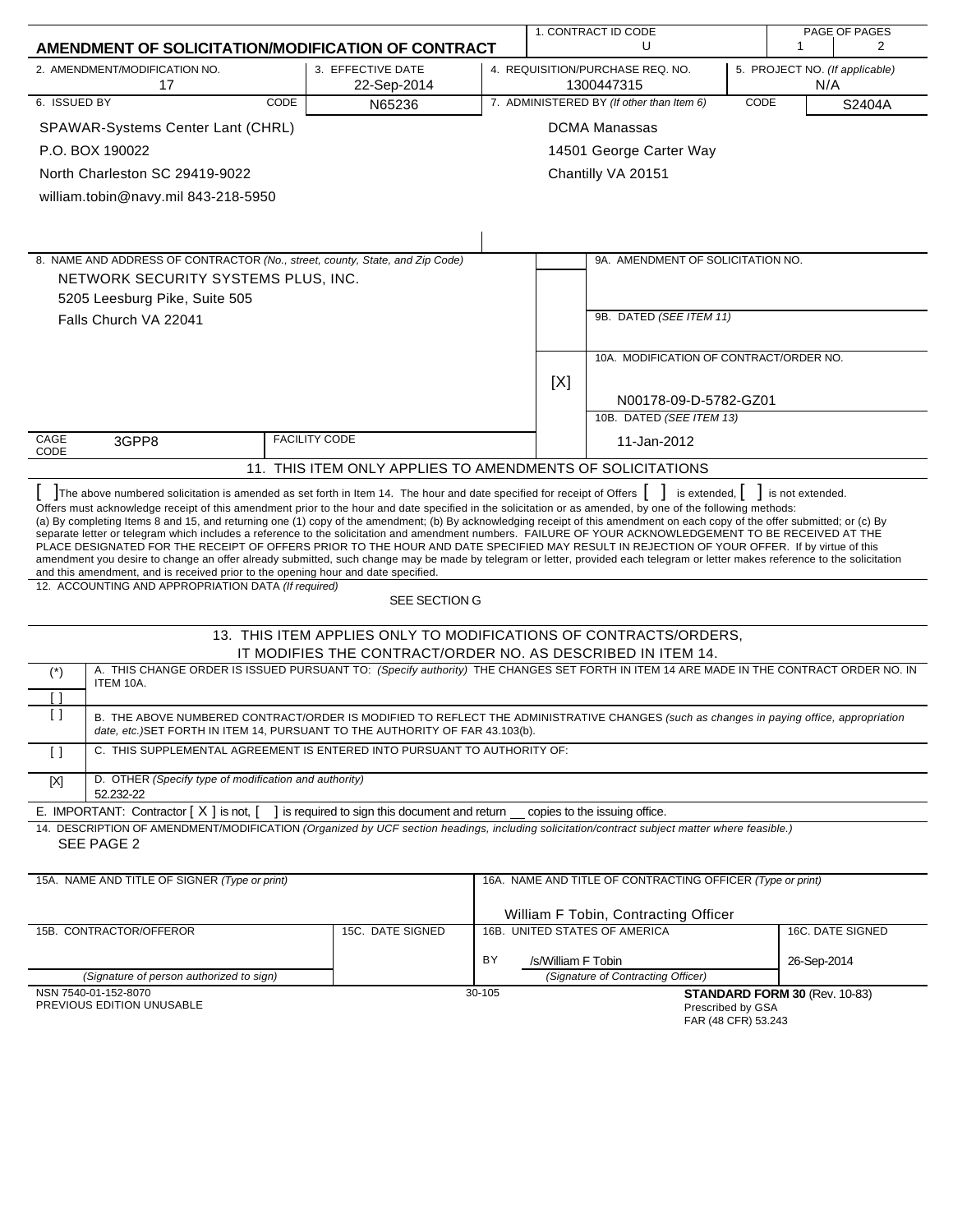# AMENDMENT OF SOLICITATION/MODIFICATION OF CONTRACT

| 1. CONTRACT ID CODE | PAGE OF PAGES |
|---|---|
| U | 1 / 2 |

| 2. AMENDMENT/MODIFICATION NO. | 3. EFFECTIVE DATE | 4. REQUISITION/PURCHASE REQ. NO. | 5. PROJECT NO. (If applicable) |
|---|---|---|---|
| 17 | 22-Sep-2014 | 1300447315 | N/A |

| 6. ISSUED BY | CODE | 7. ADMINISTERED BY (If other than Item 6) | CODE |
|---|---|---|---|
| SPAWAR-Systems Center Lant (CHRL)<br>P.O. BOX 190022<br>North Charleston SC 29419-9022<br>william.tobin@navy.mil 843-218-5950 | N65236 | DCMA Manassas<br>14501 George Carter Way<br>Chantilly VA 20151 | S2404A |

8. NAME AND ADDRESS OF CONTRACTOR (No., street, county, State, and Zip Code)

NETWORK SECURITY SYSTEMS PLUS, INC.
5205 Leesburg Pike, Suite 505
Falls Church VA 22041

CAGE CODE: 3GPP8 FACILITY CODE:

9A. AMENDMENT OF SOLICITATION NO.

9B. DATED (SEE ITEM 11)

[X] 10A. MODIFICATION OF CONTRACT/ORDER NO.
N00178-09-D-5782-GZ01

10B. DATED (SEE ITEM 13)
11-Jan-2012

## 11. THIS ITEM ONLY APPLIES TO AMENDMENTS OF SOLICITATIONS

[ ] The above numbered solicitation is amended as set forth in Item 14. The hour and date specified for receipt of Offers [ ] is extended, [ ] is not extended.

Offers must acknowledge receipt of this amendment prior to the hour and date specified in the solicitation or as amended, by one of the following methods:
(a) By completing Items 8 and 15, and returning one (1) copy of the amendment; (b) By acknowledging receipt of this amendment on each copy of the offer submitted; or (c) By separate letter or telegram which includes a reference to the solicitation and amendment numbers. FAILURE OF YOUR ACKNOWLEDGEMENT TO BE RECEIVED AT THE PLACE DESIGNATED FOR THE RECEIPT OF OFFERS PRIOR TO THE HOUR AND DATE SPECIFIED MAY RESULT IN REJECTION OF YOUR OFFER. If by virtue of this amendment you desire to change an offer already submitted, such change may be made by telegram or letter, provided each telegram or letter makes reference to the solicitation and this amendment, and is received prior to the opening hour and date specified.

12. ACCOUNTING AND APPROPRIATION DATA (If required)
SEE SECTION G

## 13. THIS ITEM APPLIES ONLY TO MODIFICATIONS OF CONTRACTS/ORDERS, IT MODIFIES THE CONTRACT/ORDER NO. AS DESCRIBED IN ITEM 14.

(*) A. THIS CHANGE ORDER IS ISSUED PURSUANT TO: (Specify authority) THE CHANGES SET FORTH IN ITEM 14 ARE MADE IN THE CONTRACT ORDER NO. IN ITEM 10A.

[ ]

[ ] B. THE ABOVE NUMBERED CONTRACT/ORDER IS MODIFIED TO REFLECT THE ADMINISTRATIVE CHANGES (such as changes in paying office, appropriation date, etc.) SET FORTH IN ITEM 14, PURSUANT TO THE AUTHORITY OF FAR 43.103(b).

[ ] C. THIS SUPPLEMENTAL AGREEMENT IS ENTERED INTO PURSUANT TO AUTHORITY OF:

[X] D. OTHER (Specify type of modification and authority)
52.232-22

E. IMPORTANT: Contractor [ X ] is not, [ ] is required to sign this document and return __ copies to the issuing office.

14. DESCRIPTION OF AMENDMENT/MODIFICATION (Organized by UCF section headings, including solicitation/contract subject matter where feasible.)
SEE PAGE 2

| 15A. NAME AND TITLE OF SIGNER (Type or print) | | 16A. NAME AND TITLE OF CONTRACTING OFFICER (Type or print) | |
|---|---|---|---|
| | | William F Tobin, Contracting Officer | |
| 15B. CONTRACTOR/OFFEROR | 15C. DATE SIGNED | 16B. UNITED STATES OF AMERICA | 16C. DATE SIGNED |
| | | BY /s/William F Tobin | 26-Sep-2014 |
| (Signature of person authorized to sign) | | (Signature of Contracting Officer) | |

NSN 7540-01-152-8070
PREVIOUS EDITION UNUSABLE
30-105
**STANDARD FORM 30** (Rev. 10-83)
Prescribed by GSA
FAR (48 CFR) 53.243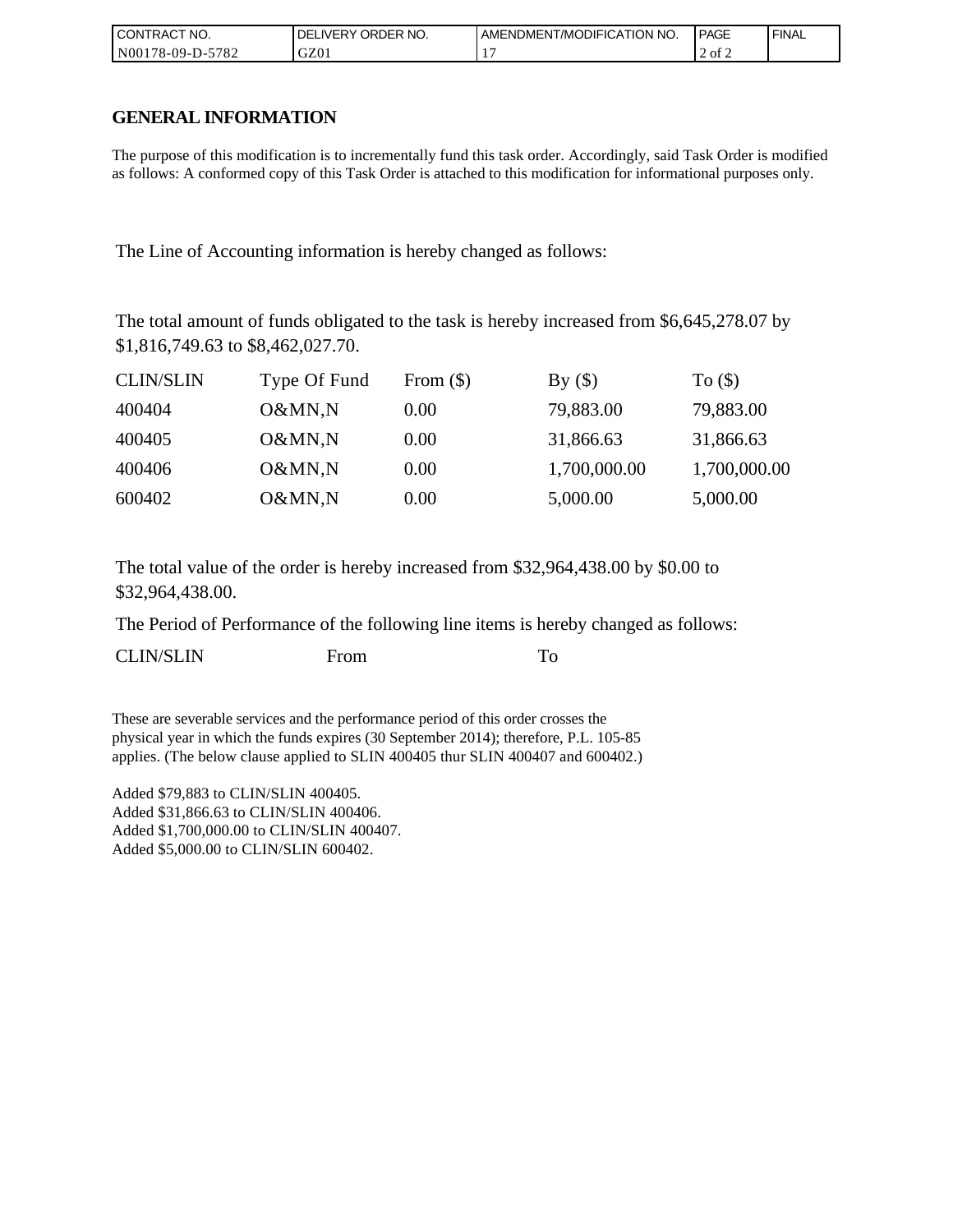| CONTRACT NO. | DELIVERY ORDER NO. | AMENDMENT/MODIFICATION NO. | PAGE | FINAL |
|---|---|---|---|---|
| N00178-09-D-5782 | GZ01 | 17 | 2 of 2 | |

## GENERAL INFORMATION

The purpose of this modification is to incrementally fund this task order. Accordingly, said Task Order is modified as follows: A conformed copy of this Task Order is attached to this modification for informational purposes only.

The Line of Accounting information is hereby changed as follows:

The total amount of funds obligated to the task is hereby increased from $6,645,278.07 by $1,816,749.63 to $8,462,027.70.

| CLIN/SLIN | Type Of Fund | From ($) | By ($) | To ($) |
|---|---|---|---|---|
| 400404 | O&MN,N | 0.00 | 79,883.00 | 79,883.00 |
| 400405 | O&MN,N | 0.00 | 31,866.63 | 31,866.63 |
| 400406 | O&MN,N | 0.00 | 1,700,000.00 | 1,700,000.00 |
| 600402 | O&MN,N | 0.00 | 5,000.00 | 5,000.00 |

The total value of the order is hereby increased from $32,964,438.00 by $0.00 to $32,964,438.00.

The Period of Performance of the following line items is hereby changed as follows:

| CLIN/SLIN | From | To |
|---|---|---|

These are severable services and the performance period of this order crosses the physical year in which the funds expires (30 September 2014); therefore, P.L. 105-85 applies. (The below clause applied to SLIN 400405 thur SLIN 400407 and 600402.)

Added $79,883 to CLIN/SLIN 400405.
Added $31,866.63 to CLIN/SLIN 400406.
Added $1,700,000.00 to CLIN/SLIN 400407.
Added $5,000.00 to CLIN/SLIN 600402.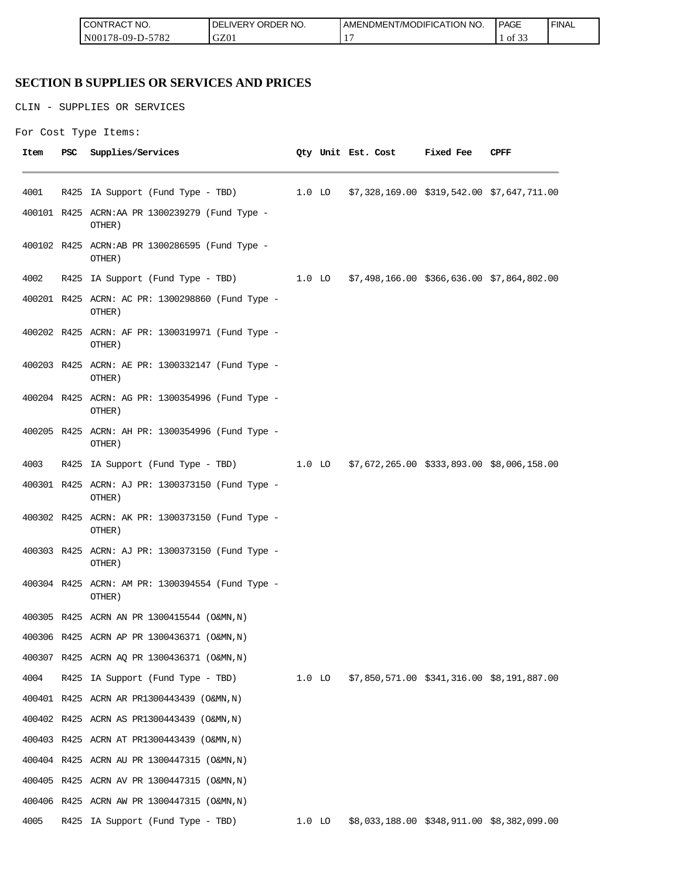## SECTION B SUPPLIES OR SERVICES AND PRICES

CLIN - SUPPLIES OR SERVICES

For Cost Type Items:

| Item | PSC | Supplies/Services | Qty | Unit | Est. Cost | Fixed Fee | CPFF |
|---|---|---|---|---|---|---|---|
| 4001 | R425 | IA Support (Fund Type - TBD) | 1.0 | LO | $7,328,169.00 | $319,542.00 | $7,647,711.00 |
| 400101 | R425 | ACRN:AA PR 1300239279 (Fund Type - OTHER) | | | | | |
| 400102 | R425 | ACRN:AB PR 1300286595 (Fund Type - OTHER) | | | | | |
| 4002 | R425 | IA Support (Fund Type - TBD) | 1.0 | LO | $7,498,166.00 | $366,636.00 | $7,864,802.00 |
| 400201 | R425 | ACRN: AC PR: 1300298860 (Fund Type - OTHER) | | | | | |
| 400202 | R425 | ACRN: AF PR: 1300319971 (Fund Type - OTHER) | | | | | |
| 400203 | R425 | ACRN: AE PR: 1300332147 (Fund Type - OTHER) | | | | | |
| 400204 | R425 | ACRN: AG PR: 1300354996 (Fund Type - OTHER) | | | | | |
| 400205 | R425 | ACRN: AH PR: 1300354996 (Fund Type - OTHER) | | | | | |
| 4003 | R425 | IA Support (Fund Type - TBD) | 1.0 | LO | $7,672,265.00 | $333,893.00 | $8,006,158.00 |
| 400301 | R425 | ACRN: AJ PR: 1300373150 (Fund Type - OTHER) | | | | | |
| 400302 | R425 | ACRN: AK PR: 1300373150 (Fund Type - OTHER) | | | | | |
| 400303 | R425 | ACRN: AJ PR: 1300373150 (Fund Type - OTHER) | | | | | |
| 400304 | R425 | ACRN: AM PR: 1300394554 (Fund Type - OTHER) | | | | | |
| 400305 | R425 | ACRN AN PR 1300415544 (O&MN,N) | | | | | |
| 400306 | R425 | ACRN AP PR 1300436371 (O&MN,N) | | | | | |
| 400307 | R425 | ACRN AQ PR 1300436371 (O&MN,N) | | | | | |
| 4004 | R425 | IA Support (Fund Type - TBD) | 1.0 | LO | $7,850,571.00 | $341,316.00 | $8,191,887.00 |
| 400401 | R425 | ACRN AR PR1300443439 (O&MN,N) | | | | | |
| 400402 | R425 | ACRN AS PR1300443439 (O&MN,N) | | | | | |
| 400403 | R425 | ACRN AT PR1300443439 (O&MN,N) | | | | | |
| 400404 | R425 | ACRN AU PR 1300447315 (O&MN,N) | | | | | |
| 400405 | R425 | ACRN AV PR 1300447315 (O&MN,N) | | | | | |
| 400406 | R425 | ACRN AW PR 1300447315 (O&MN,N) | | | | | |
| 4005 | R425 | IA Support (Fund Type - TBD) | 1.0 | LO | $8,033,188.00 | $348,911.00 | $8,382,099.00 |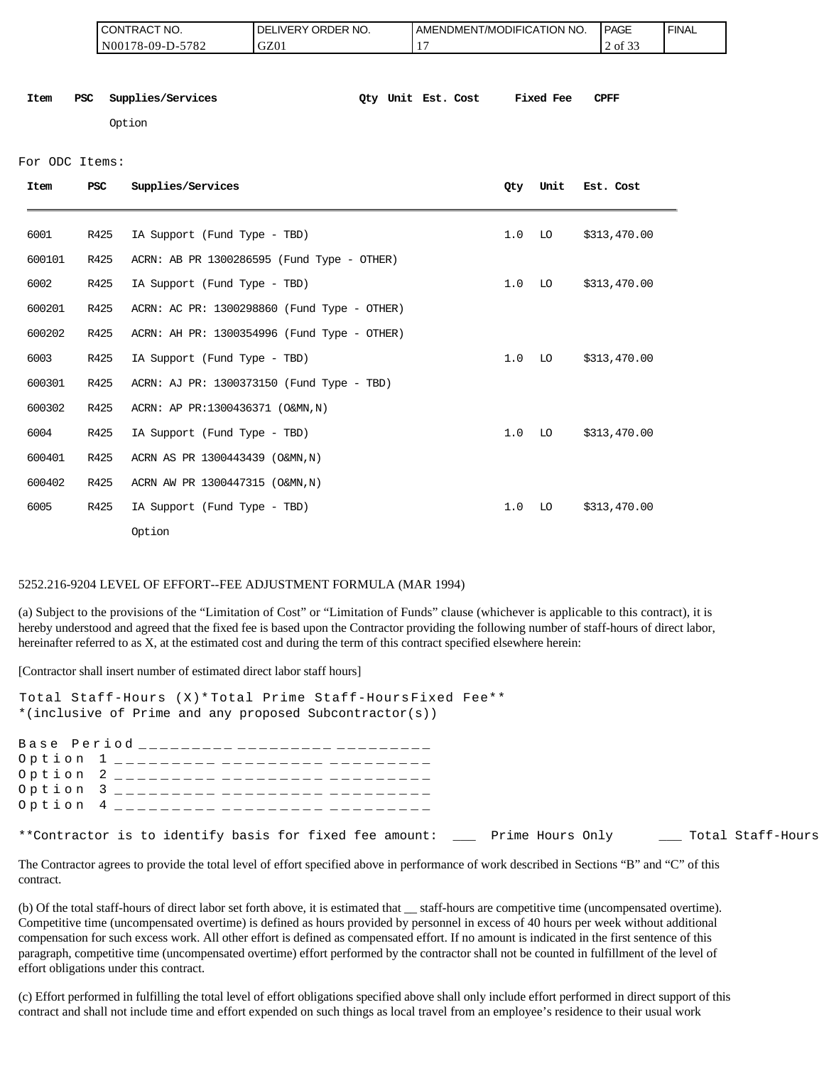| Item | PSC | Supplies/Services | Qty | Unit | Est. Cost | Fixed Fee | CPFF |
|---|---|---|---|---|---|---|---|
| | | Option | | | | | |

For ODC Items:

| Item | PSC | Supplies/Services | Qty | Unit | Est. Cost |
|---|---|---|---|---|---|
| 6001 | R425 | IA Support (Fund Type - TBD) | 1.0 | LO | $313,470.00 |
| 600101 | R425 | ACRN: AB PR 1300286595 (Fund Type - OTHER) | | | |
| 6002 | R425 | IA Support (Fund Type - TBD) | 1.0 | LO | $313,470.00 |
| 600201 | R425 | ACRN: AC PR: 1300298860 (Fund Type - OTHER) | | | |
| 600202 | R425 | ACRN: AH PR: 1300354996 (Fund Type - OTHER) | | | |
| 6003 | R425 | IA Support (Fund Type - TBD) | 1.0 | LO | $313,470.00 |
| 600301 | R425 | ACRN: AJ PR: 1300373150 (Fund Type - TBD) | | | |
| 600302 | R425 | ACRN: AP PR:1300436371 (O&MN,N) | | | |
| 6004 | R425 | IA Support (Fund Type - TBD) | 1.0 | LO | $313,470.00 |
| 600401 | R425 | ACRN AS PR 1300443439 (O&MN,N) | | | |
| 600402 | R425 | ACRN AW PR 1300447315 (O&MN,N) | | | |
| 6005 | R425 | IA Support (Fund Type - TBD)<br>Option | 1.0 | LO | $313,470.00 |

5252.216-9204 LEVEL OF EFFORT--FEE ADJUSTMENT FORMULA (MAR 1994)

(a) Subject to the provisions of the "Limitation of Cost" or "Limitation of Funds" clause (whichever is applicable to this contract), it is hereby understood and agreed that the fixed fee is based upon the Contractor providing the following number of staff-hours of direct labor, hereinafter referred to as X, at the estimated cost and during the term of this contract specified elsewhere herein:

[Contractor shall insert number of estimated direct labor staff hours]

| | Total Staff-Hours (X)* | Total Prime Staff-Hours | Fixed Fee** |
|---|---|---|---|
| Base Period | _________ | _________ | _________ |
| Option 1 | _________ | _________ | _________ |
| Option 2 | _________ | _________ | _________ |
| Option 3 | _________ | _________ | _________ |
| Option 4 | _________ | _________ | _________ |

*(inclusive of Prime and any proposed Subcontractor(s))

**Contractor is to identify basis for fixed fee amount: ___ Prime Hours Only ___ Total Staff-Hours

The Contractor agrees to provide the total level of effort specified above in performance of work described in Sections "B" and "C" of this contract.

(b) Of the total staff-hours of direct labor set forth above, it is estimated that __ staff-hours are competitive time (uncompensated overtime). Competitive time (uncompensated overtime) is defined as hours provided by personnel in excess of 40 hours per week without additional compensation for such excess work. All other effort is defined as compensated effort. If no amount is indicated in the first sentence of this paragraph, competitive time (uncompensated overtime) effort performed by the contractor shall not be counted in fulfillment of the level of effort obligations under this contract.

(c) Effort performed in fulfilling the total level of effort obligations specified above shall only include effort performed in direct support of this contract and shall not include time and effort expended on such things as local travel from an employee's residence to their usual work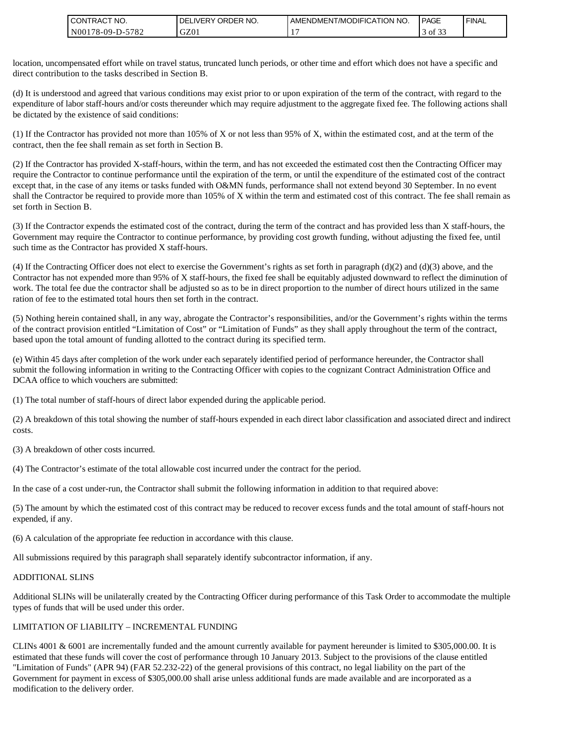location, uncompensated effort while on travel status, truncated lunch periods, or other time and effort which does not have a specific and direct contribution to the tasks described in Section B.

(d) It is understood and agreed that various conditions may exist prior to or upon expiration of the term of the contract, with regard to the expenditure of labor staff-hours and/or costs thereunder which may require adjustment to the aggregate fixed fee. The following actions shall be dictated by the existence of said conditions:

(1) If the Contractor has provided not more than 105% of X or not less than 95% of X, within the estimated cost, and at the term of the contract, then the fee shall remain as set forth in Section B.

(2) If the Contractor has provided X-staff-hours, within the term, and has not exceeded the estimated cost then the Contracting Officer may require the Contractor to continue performance until the expiration of the term, or until the expenditure of the estimated cost of the contract except that, in the case of any items or tasks funded with O&MN funds, performance shall not extend beyond 30 September. In no event shall the Contractor be required to provide more than 105% of X within the term and estimated cost of this contract. The fee shall remain as set forth in Section B.

(3) If the Contractor expends the estimated cost of the contract, during the term of the contract and has provided less than X staff-hours, the Government may require the Contractor to continue performance, by providing cost growth funding, without adjusting the fixed fee, until such time as the Contractor has provided X staff-hours.

(4) If the Contracting Officer does not elect to exercise the Government's rights as set forth in paragraph (d)(2) and (d)(3) above, and the Contractor has not expended more than 95% of X staff-hours, the fixed fee shall be equitably adjusted downward to reflect the diminution of work. The total fee due the contractor shall be adjusted so as to be in direct proportion to the number of direct hours utilized in the same ration of fee to the estimated total hours then set forth in the contract.

(5) Nothing herein contained shall, in any way, abrogate the Contractor's responsibilities, and/or the Government's rights within the terms of the contract provision entitled "Limitation of Cost" or "Limitation of Funds" as they shall apply throughout the term of the contract, based upon the total amount of funding allotted to the contract during its specified term.

(e) Within 45 days after completion of the work under each separately identified period of performance hereunder, the Contractor shall submit the following information in writing to the Contracting Officer with copies to the cognizant Contract Administration Office and DCAA office to which vouchers are submitted:

(1) The total number of staff-hours of direct labor expended during the applicable period.

(2) A breakdown of this total showing the number of staff-hours expended in each direct labor classification and associated direct and indirect costs.

(3) A breakdown of other costs incurred.

(4) The Contractor's estimate of the total allowable cost incurred under the contract for the period.

In the case of a cost under-run, the Contractor shall submit the following information in addition to that required above:

(5) The amount by which the estimated cost of this contract may be reduced to recover excess funds and the total amount of staff-hours not expended, if any.

(6) A calculation of the appropriate fee reduction in accordance with this clause.

All submissions required by this paragraph shall separately identify subcontractor information, if any.

ADDITIONAL SLINS

Additional SLINs will be unilaterally created by the Contracting Officer during performance of this Task Order to accommodate the multiple types of funds that will be used under this order.

LIMITATION OF LIABILITY – INCREMENTAL FUNDING

CLINs 4001 & 6001 are incrementally funded and the amount currently available for payment hereunder is limited to $305,000.00. It is estimated that these funds will cover the cost of performance through 10 January 2013. Subject to the provisions of the clause entitled "Limitation of Funds" (APR 94) (FAR 52.232-22) of the general provisions of this contract, no legal liability on the part of the Government for payment in excess of $305,000.00 shall arise unless additional funds are made available and are incorporated as a modification to the delivery order.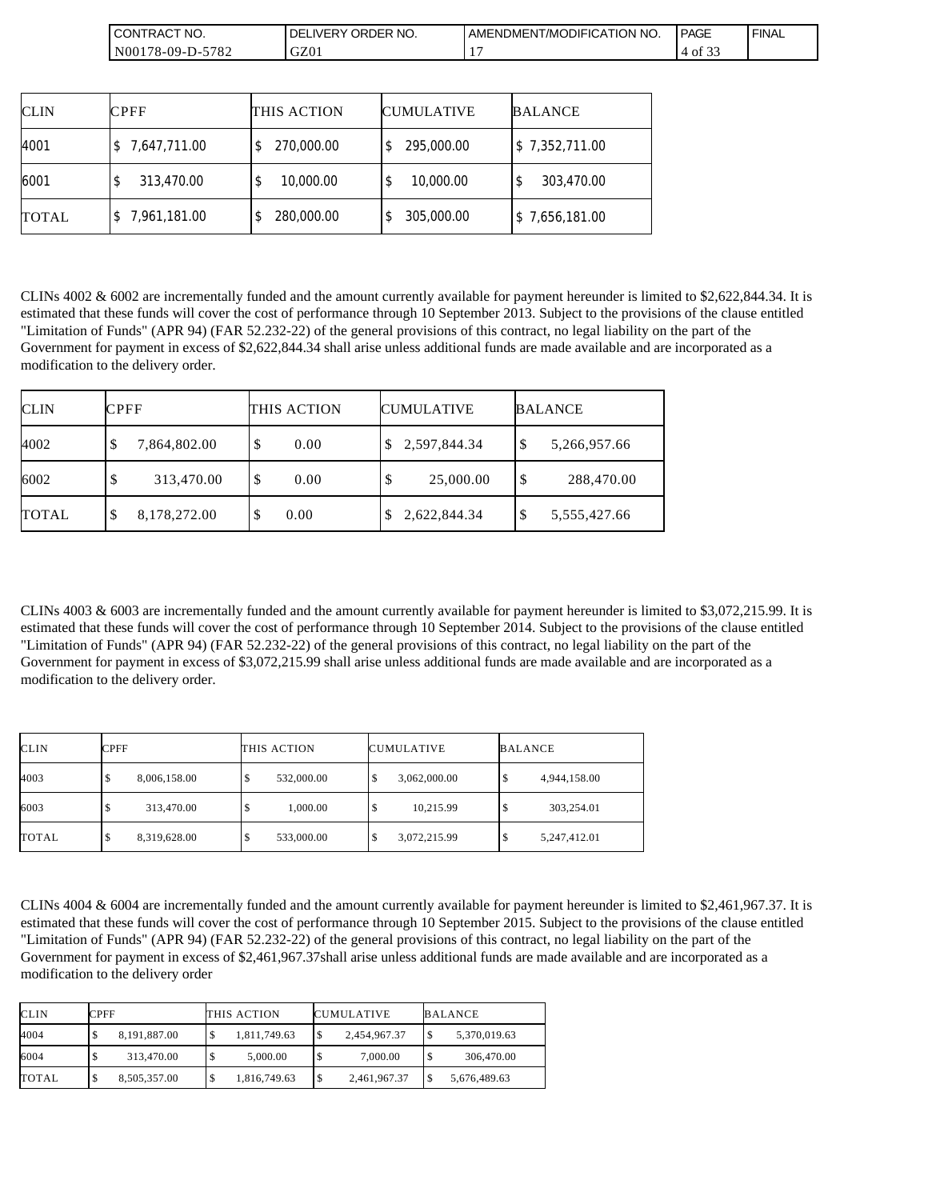| CLIN | CPFF | THIS ACTION | CUMULATIVE | BALANCE |
|---|---|---|---|---|
| 4001 | $ 7,647,711.00 | $ 270,000.00 | $ 295,000.00 | $ 7,352,711.00 |
| 6001 | $ 313,470.00 | $ 10,000.00 | $ 10,000.00 | $ 303,470.00 |
| TOTAL | $ 7,961,181.00 | $ 280,000.00 | $ 305,000.00 | $ 7,656,181.00 |

CLINs 4002 & 6002 are incrementally funded and the amount currently available for payment hereunder is limited to $2,622,844.34. It is estimated that these funds will cover the cost of performance through 10 September 2013. Subject to the provisions of the clause entitled "Limitation of Funds" (APR 94) (FAR 52.232-22) of the general provisions of this contract, no legal liability on the part of the Government for payment in excess of $2,622,844.34 shall arise unless additional funds are made available and are incorporated as a modification to the delivery order.

| CLIN | CPFF | THIS ACTION | CUMULATIVE | BALANCE |
|---|---|---|---|---|
| 4002 | $ 7,864,802.00 | $ 0.00 | $ 2,597,844.34 | $ 5,266,957.66 |
| 6002 | $ 313,470.00 | $ 0.00 | $ 25,000.00 | $ 288,470.00 |
| TOTAL | $ 8,178,272.00 | $ 0.00 | $ 2,622,844.34 | $ 5,555,427.66 |

CLINs 4003 & 6003 are incrementally funded and the amount currently available for payment hereunder is limited to $3,072,215.99. It is estimated that these funds will cover the cost of performance through 10 September 2014. Subject to the provisions of the clause entitled "Limitation of Funds" (APR 94) (FAR 52.232-22) of the general provisions of this contract, no legal liability on the part of the Government for payment in excess of $3,072,215.99 shall arise unless additional funds are made available and are incorporated as a modification to the delivery order.

| CLIN | CPFF | THIS ACTION | CUMULATIVE | BALANCE |
|---|---|---|---|---|
| 4003 | $ 8,006,158.00 | $ 532,000.00 | $ 3,062,000.00 | $ 4,944,158.00 |
| 6003 | $ 313,470.00 | $ 1,000.00 | $ 10,215.99 | $ 303,254.01 |
| TOTAL | $ 8,319,628.00 | $ 533,000.00 | $ 3,072,215.99 | $ 5,247,412.01 |

CLINs 4004 & 6004 are incrementally funded and the amount currently available for payment hereunder is limited to $2,461,967.37. It is estimated that these funds will cover the cost of performance through 10 September 2015. Subject to the provisions of the clause entitled "Limitation of Funds" (APR 94) (FAR 52.232-22) of the general provisions of this contract, no legal liability on the part of the Government for payment in excess of $2,461,967.37shall arise unless additional funds are made available and are incorporated as a modification to the delivery order

| CLIN | CPFF | THIS ACTION | CUMULATIVE | BALANCE |
|---|---|---|---|---|
| 4004 | $ 8,191,887.00 | $ 1,811,749.63 | $ 2,454,967.37 | $ 5,370,019.63 |
| 6004 | $ 313,470.00 | $ 5,000.00 | $ 7,000.00 | $ 306,470.00 |
| TOTAL | $ 8,505,357.00 | $ 1,816,749.63 | $ 2,461,967.37 | $ 5,676,489.63 |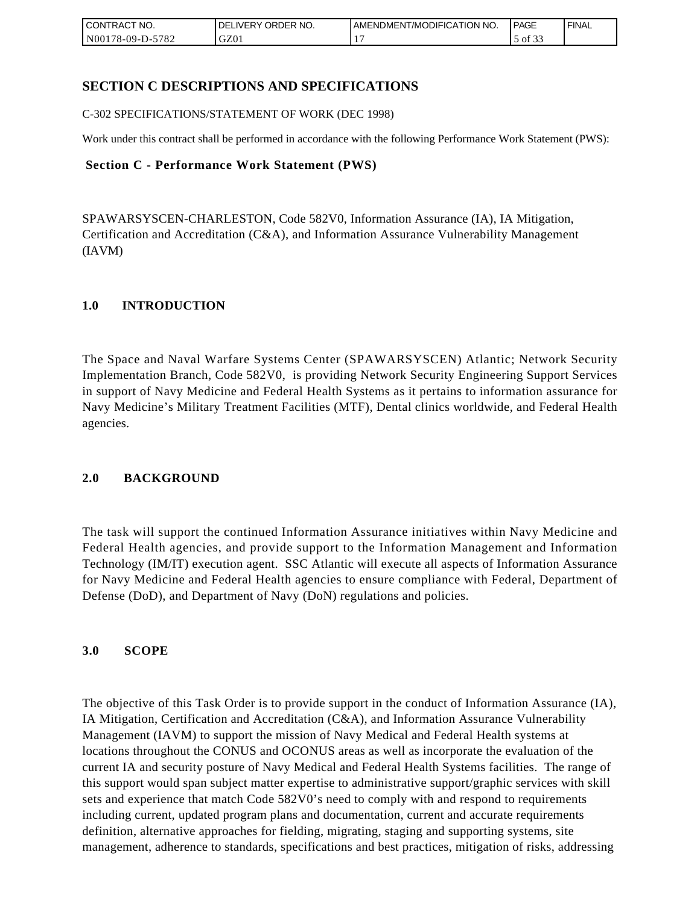## SECTION C DESCRIPTIONS AND SPECIFICATIONS

C-302 SPECIFICATIONS/STATEMENT OF WORK (DEC 1998)

Work under this contract shall be performed in accordance with the following Performance Work Statement (PWS):

**Section C - Performance Work Statement (PWS)**

SPAWARSYSCEN-CHARLESTON, Code 582V0, Information Assurance (IA), IA Mitigation, Certification and Accreditation (C&A), and Information Assurance Vulnerability Management (IAVM)

### 1.0 INTRODUCTION

The Space and Naval Warfare Systems Center (SPAWARSYSCEN) Atlantic; Network Security Implementation Branch, Code 582V0, is providing Network Security Engineering Support Services in support of Navy Medicine and Federal Health Systems as it pertains to information assurance for Navy Medicine's Military Treatment Facilities (MTF), Dental clinics worldwide, and Federal Health agencies.

### 2.0 BACKGROUND

The task will support the continued Information Assurance initiatives within Navy Medicine and Federal Health agencies, and provide support to the Information Management and Information Technology (IM/IT) execution agent. SSC Atlantic will execute all aspects of Information Assurance for Navy Medicine and Federal Health agencies to ensure compliance with Federal, Department of Defense (DoD), and Department of Navy (DoN) regulations and policies.

### 3.0 SCOPE

The objective of this Task Order is to provide support in the conduct of Information Assurance (IA), IA Mitigation, Certification and Accreditation (C&A), and Information Assurance Vulnerability Management (IAVM) to support the mission of Navy Medical and Federal Health systems at locations throughout the CONUS and OCONUS areas as well as incorporate the evaluation of the current IA and security posture of Navy Medical and Federal Health Systems facilities. The range of this support would span subject matter expertise to administrative support/graphic services with skill sets and experience that match Code 582V0's need to comply with and respond to requirements including current, updated program plans and documentation, current and accurate requirements definition, alternative approaches for fielding, migrating, staging and supporting systems, site management, adherence to standards, specifications and best practices, mitigation of risks, addressing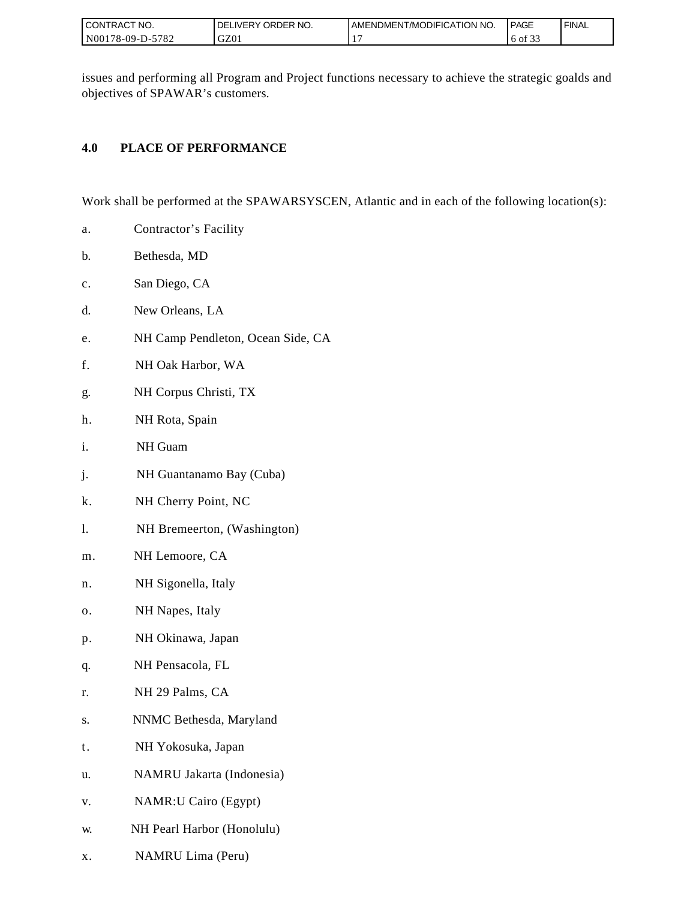issues and performing all Program and Project functions necessary to achieve the strategic goalds and objectives of SPAWAR’s customers.

## 4.0 PLACE OF PERFORMANCE

Work shall be performed at the SPAWARSYSCEN, Atlantic and in each of the following location(s):

a. Contractor’s Facility

b. Bethesda, MD

c. San Diego, CA

d. New Orleans, LA

e. NH Camp Pendleton, Ocean Side, CA

f. NH Oak Harbor, WA

g. NH Corpus Christi, TX

h. NH Rota, Spain

i. NH Guam

j. NH Guantanamo Bay (Cuba)

k. NH Cherry Point, NC

l. NH Bremeerton, (Washington)

m. NH Lemoore, CA

n. NH Sigonella, Italy

o. NH Napes, Italy

p. NH Okinawa, Japan

q. NH Pensacola, FL

r. NH 29 Palms, CA

s. NNMC Bethesda, Maryland

t. NH Yokosuka, Japan

u. NAMRU Jakarta (Indonesia)

v. NAMR:U Cairo (Egypt)

w. NH Pearl Harbor (Honolulu)

x. NAMRU Lima (Peru)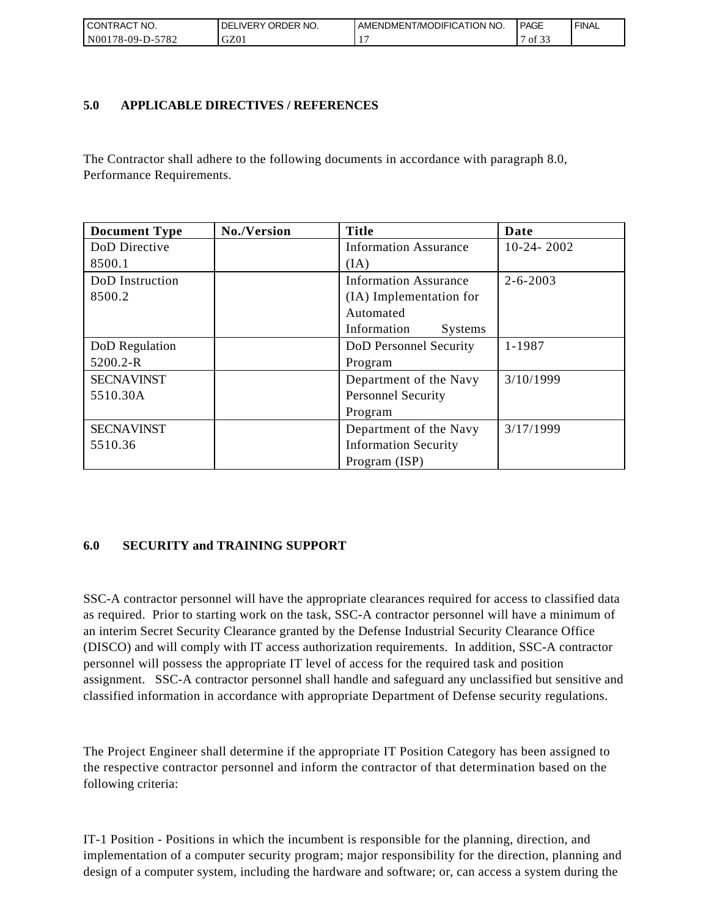## 5.0 APPLICABLE DIRECTIVES / REFERENCES

The Contractor shall adhere to the following documents in accordance with paragraph 8.0, Performance Requirements.

| Document Type | No./Version | Title | Date |
|---|---|---|---|
| DoD Directive 8500.1 | | Information Assurance (IA) | 10-24- 2002 |
| DoD Instruction 8500.2 | | Information Assurance (IA) Implementation for Automated Information Systems | 2-6-2003 |
| DoD Regulation 5200.2-R | | DoD Personnel Security Program | 1-1987 |
| SECNAVINST 5510.30A | | Department of the Navy Personnel Security Program | 3/10/1999 |
| SECNAVINST 5510.36 | | Department of the Navy Information Security Program (ISP) | 3/17/1999 |

## 6.0 SECURITY and TRAINING SUPPORT

SSC-A contractor personnel will have the appropriate clearances required for access to classified data as required. Prior to starting work on the task, SSC-A contractor personnel will have a minimum of an interim Secret Security Clearance granted by the Defense Industrial Security Clearance Office (DISCO) and will comply with IT access authorization requirements. In addition, SSC-A contractor personnel will possess the appropriate IT level of access for the required task and position assignment. SSC-A contractor personnel shall handle and safeguard any unclassified but sensitive and classified information in accordance with appropriate Department of Defense security regulations.

The Project Engineer shall determine if the appropriate IT Position Category has been assigned to the respective contractor personnel and inform the contractor of that determination based on the following criteria:

IT-1 Position - Positions in which the incumbent is responsible for the planning, direction, and implementation of a computer security program; major responsibility for the direction, planning and design of a computer system, including the hardware and software; or, can access a system during the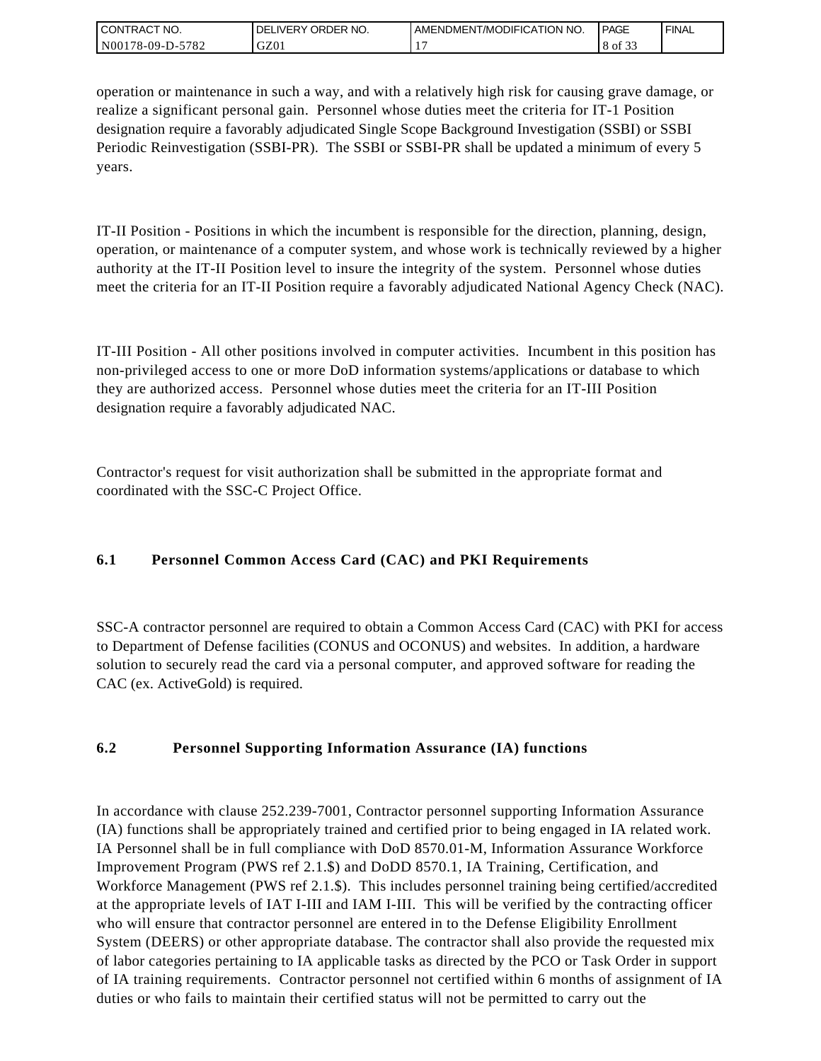operation or maintenance in such a way, and with a relatively high risk for causing grave damage, or realize a significant personal gain. Personnel whose duties meet the criteria for IT-1 Position designation require a favorably adjudicated Single Scope Background Investigation (SSBI) or SSBI Periodic Reinvestigation (SSBI-PR). The SSBI or SSBI-PR shall be updated a minimum of every 5 years.

IT-II Position - Positions in which the incumbent is responsible for the direction, planning, design, operation, or maintenance of a computer system, and whose work is technically reviewed by a higher authority at the IT-II Position level to insure the integrity of the system. Personnel whose duties meet the criteria for an IT-II Position require a favorably adjudicated National Agency Check (NAC).

IT-III Position - All other positions involved in computer activities. Incumbent in this position has non-privileged access to one or more DoD information systems/applications or database to which they are authorized access. Personnel whose duties meet the criteria for an IT-III Position designation require a favorably adjudicated NAC.

Contractor's request for visit authorization shall be submitted in the appropriate format and coordinated with the SSC-C Project Office.

### 6.1 Personnel Common Access Card (CAC) and PKI Requirements

SSC-A contractor personnel are required to obtain a Common Access Card (CAC) with PKI for access to Department of Defense facilities (CONUS and OCONUS) and websites. In addition, a hardware solution to securely read the card via a personal computer, and approved software for reading the CAC (ex. ActiveGold) is required.

### 6.2 Personnel Supporting Information Assurance (IA) functions

In accordance with clause 252.239-7001, Contractor personnel supporting Information Assurance (IA) functions shall be appropriately trained and certified prior to being engaged in IA related work. IA Personnel shall be in full compliance with DoD 8570.01-M, Information Assurance Workforce Improvement Program (PWS ref 2.1.$) and DoDD 8570.1, IA Training, Certification, and Workforce Management (PWS ref 2.1.$). This includes personnel training being certified/accredited at the appropriate levels of IAT I-III and IAM I-III. This will be verified by the contracting officer who will ensure that contractor personnel are entered in to the Defense Eligibility Enrollment System (DEERS) or other appropriate database. The contractor shall also provide the requested mix of labor categories pertaining to IA applicable tasks as directed by the PCO or Task Order in support of IA training requirements. Contractor personnel not certified within 6 months of assignment of IA duties or who fails to maintain their certified status will not be permitted to carry out the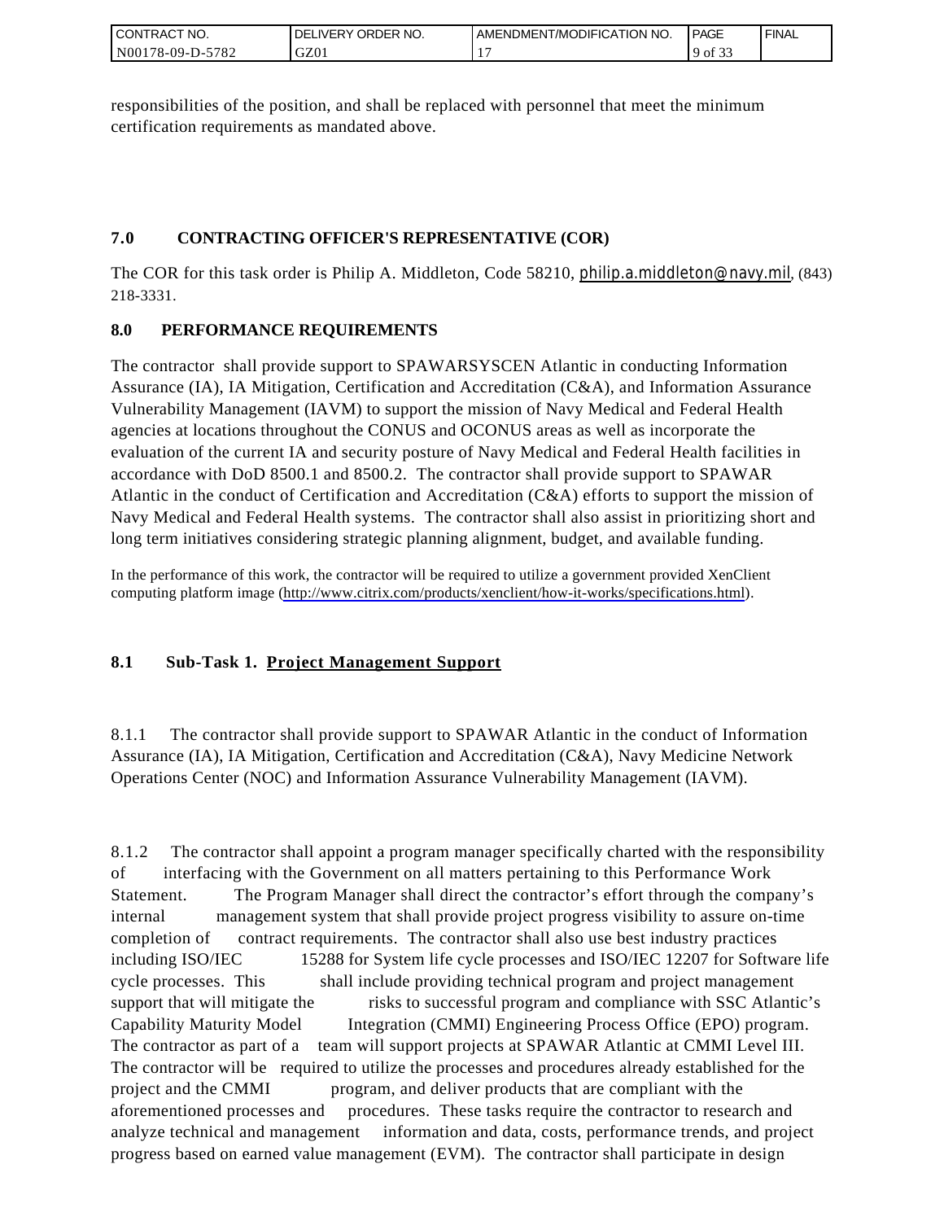responsibilities of the position, and shall be replaced with personnel that meet the minimum certification requirements as mandated above.

## 7.0 CONTRACTING OFFICER'S REPRESENTATIVE (COR)

The COR for this task order is Philip A. Middleton, Code 58210, philip.a.middleton@navy.mil, (843) 218-3331.

## 8.0 PERFORMANCE REQUIREMENTS

The contractor shall provide support to SPAWARSYSCEN Atlantic in conducting Information Assurance (IA), IA Mitigation, Certification and Accreditation (C&A), and Information Assurance Vulnerability Management (IAVM) to support the mission of Navy Medical and Federal Health agencies at locations throughout the CONUS and OCONUS areas as well as incorporate the evaluation of the current IA and security posture of Navy Medical and Federal Health facilities in accordance with DoD 8500.1 and 8500.2. The contractor shall provide support to SPAWAR Atlantic in the conduct of Certification and Accreditation (C&A) efforts to support the mission of Navy Medical and Federal Health systems. The contractor shall also assist in prioritizing short and long term initiatives considering strategic planning alignment, budget, and available funding.

In the performance of this work, the contractor will be required to utilize a government provided XenClient computing platform image (http://www.citrix.com/products/xenclient/how-it-works/specifications.html).

### 8.1 Sub-Task 1. Project Management Support

8.1.1 The contractor shall provide support to SPAWAR Atlantic in the conduct of Information Assurance (IA), IA Mitigation, Certification and Accreditation (C&A), Navy Medicine Network Operations Center (NOC) and Information Assurance Vulnerability Management (IAVM).

8.1.2 The contractor shall appoint a program manager specifically charted with the responsibility of interfacing with the Government on all matters pertaining to this Performance Work Statement. The Program Manager shall direct the contractor's effort through the company's internal management system that shall provide project progress visibility to assure on-time completion of contract requirements. The contractor shall also use best industry practices including ISO/IEC 15288 for System life cycle processes and ISO/IEC 12207 for Software life cycle processes. This shall include providing technical program and project management support that will mitigate the risks to successful program and compliance with SSC Atlantic's Capability Maturity Model Integration (CMMI) Engineering Process Office (EPO) program. The contractor as part of a team will support projects at SPAWAR Atlantic at CMMI Level III. The contractor will be required to utilize the processes and procedures already established for the project and the CMMI program, and deliver products that are compliant with the aforementioned processes and procedures. These tasks require the contractor to research and analyze technical and management information and data, costs, performance trends, and project progress based on earned value management (EVM). The contractor shall participate in design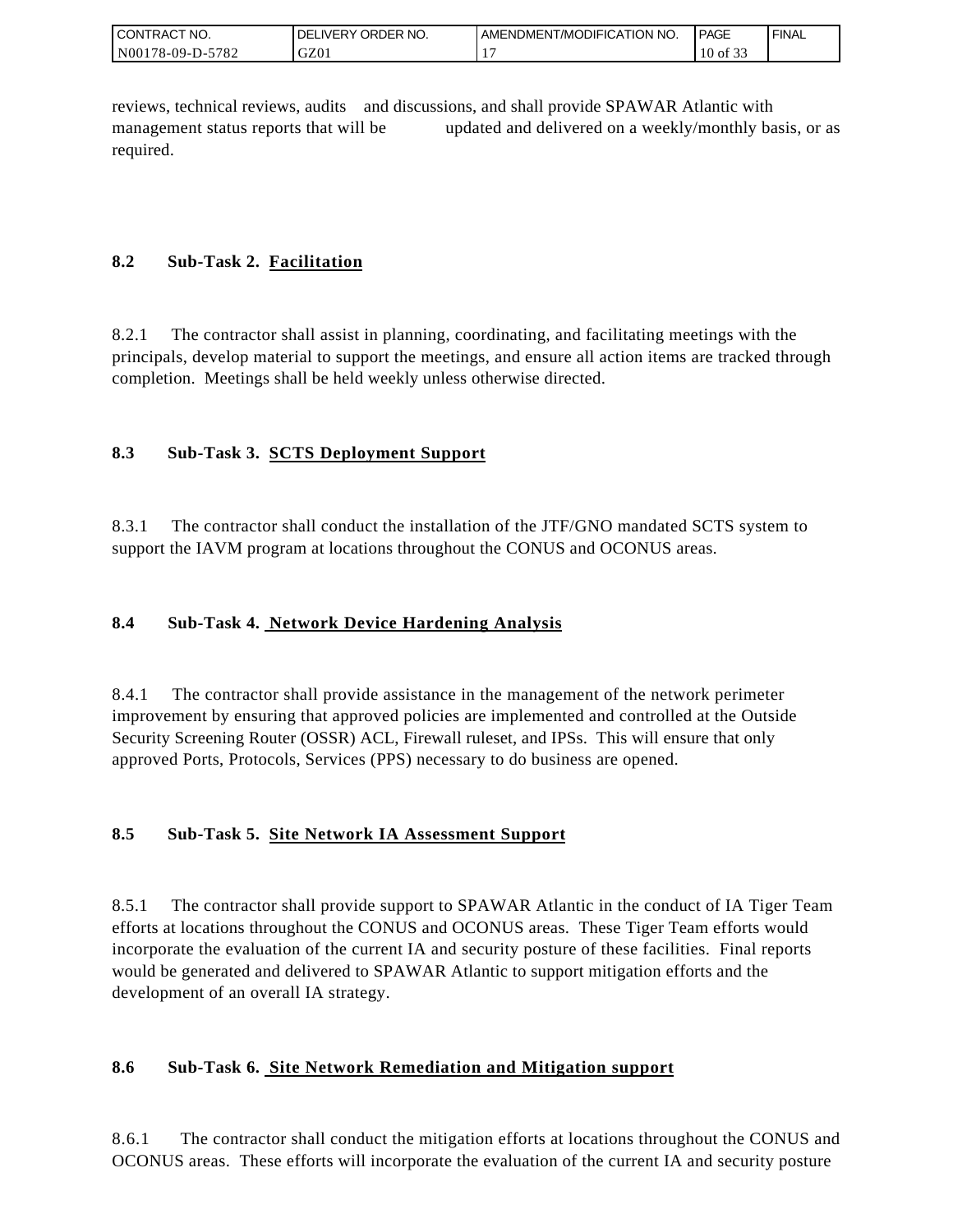reviews, technical reviews, audits and discussions, and shall provide SPAWAR Atlantic with management status reports that will be updated and delivered on a weekly/monthly basis, or as required.

### 8.2 Sub-Task 2. Facilitation

8.2.1 The contractor shall assist in planning, coordinating, and facilitating meetings with the principals, develop material to support the meetings, and ensure all action items are tracked through completion. Meetings shall be held weekly unless otherwise directed.

### 8.3 Sub-Task 3. SCTS Deployment Support

8.3.1 The contractor shall conduct the installation of the JTF/GNO mandated SCTS system to support the IAVM program at locations throughout the CONUS and OCONUS areas.

### 8.4 Sub-Task 4. Network Device Hardening Analysis

8.4.1 The contractor shall provide assistance in the management of the network perimeter improvement by ensuring that approved policies are implemented and controlled at the Outside Security Screening Router (OSSR) ACL, Firewall ruleset, and IPSs. This will ensure that only approved Ports, Protocols, Services (PPS) necessary to do business are opened.

### 8.5 Sub-Task 5. Site Network IA Assessment Support

8.5.1 The contractor shall provide support to SPAWAR Atlantic in the conduct of IA Tiger Team efforts at locations throughout the CONUS and OCONUS areas. These Tiger Team efforts would incorporate the evaluation of the current IA and security posture of these facilities. Final reports would be generated and delivered to SPAWAR Atlantic to support mitigation efforts and the development of an overall IA strategy.

### 8.6 Sub-Task 6. Site Network Remediation and Mitigation support

8.6.1 The contractor shall conduct the mitigation efforts at locations throughout the CONUS and OCONUS areas. These efforts will incorporate the evaluation of the current IA and security posture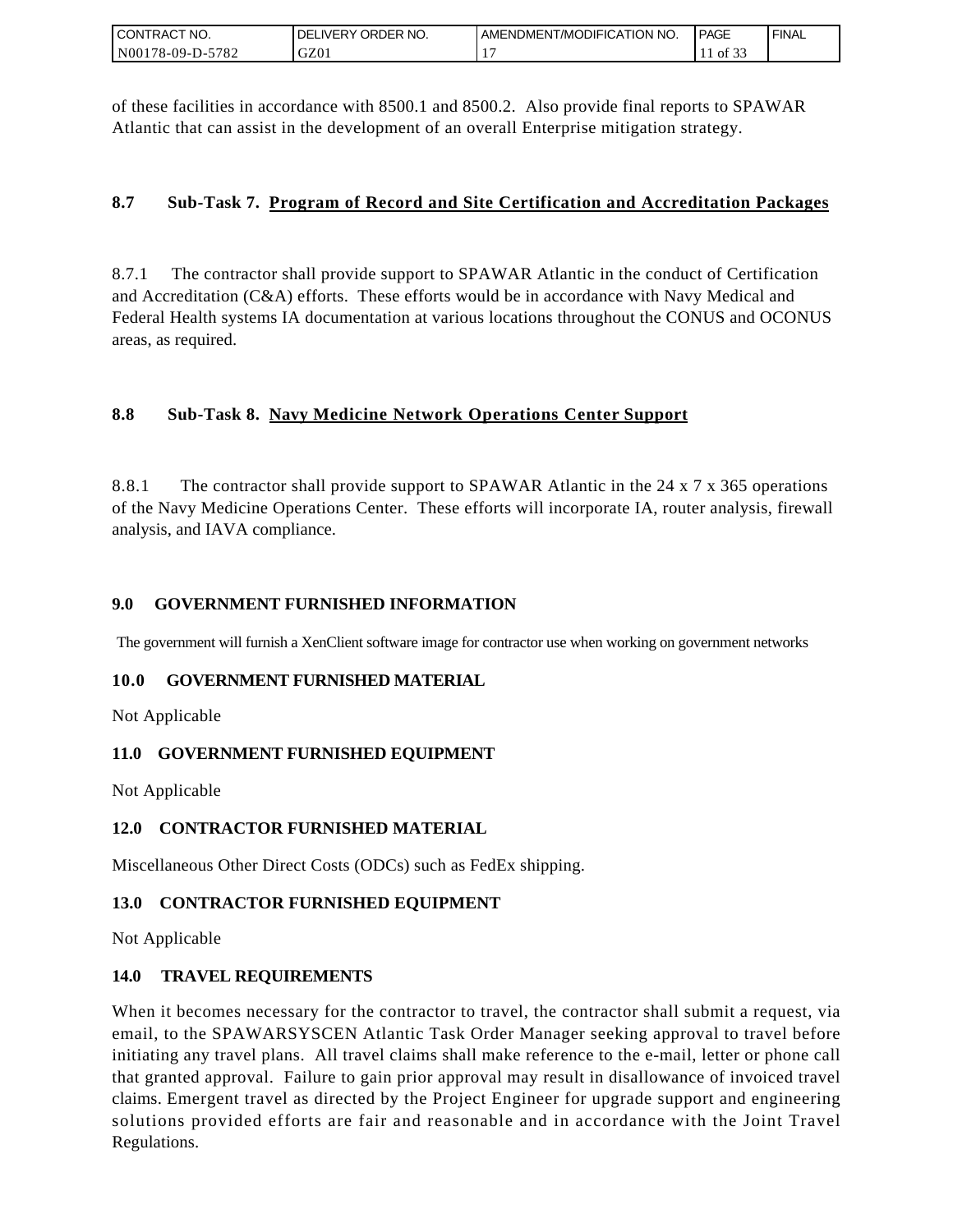of these facilities in accordance with 8500.1 and 8500.2. Also provide final reports to SPAWAR Atlantic that can assist in the development of an overall Enterprise mitigation strategy.

**8.7 Sub-Task 7. <u>Program of Record and Site Certification and Accreditation Packages</u>**

8.7.1 The contractor shall provide support to SPAWAR Atlantic in the conduct of Certification and Accreditation (C&A) efforts. These efforts would be in accordance with Navy Medical and Federal Health systems IA documentation at various locations throughout the CONUS and OCONUS areas, as required.

**8.8 Sub-Task 8. <u>Navy Medicine Network Operations Center Support</u>**

8.8.1 The contractor shall provide support to SPAWAR Atlantic in the 24 x 7 x 365 operations of the Navy Medicine Operations Center. These efforts will incorporate IA, router analysis, firewall analysis, and IAVA compliance.

## 9.0 GOVERNMENT FURNISHED INFORMATION

The government will furnish a XenClient software image for contractor use when working on government networks

## 10.0 GOVERNMENT FURNISHED MATERIAL

Not Applicable

## 11.0 GOVERNMENT FURNISHED EQUIPMENT

Not Applicable

## 12.0 CONTRACTOR FURNISHED MATERIAL

Miscellaneous Other Direct Costs (ODCs) such as FedEx shipping.

## 13.0 CONTRACTOR FURNISHED EQUIPMENT

Not Applicable

## 14.0 TRAVEL REQUIREMENTS

When it becomes necessary for the contractor to travel, the contractor shall submit a request, via email, to the SPAWARSYSCEN Atlantic Task Order Manager seeking approval to travel before initiating any travel plans. All travel claims shall make reference to the e-mail, letter or phone call that granted approval. Failure to gain prior approval may result in disallowance of invoiced travel claims. Emergent travel as directed by the Project Engineer for upgrade support and engineering solutions provided efforts are fair and reasonable and in accordance with the Joint Travel Regulations.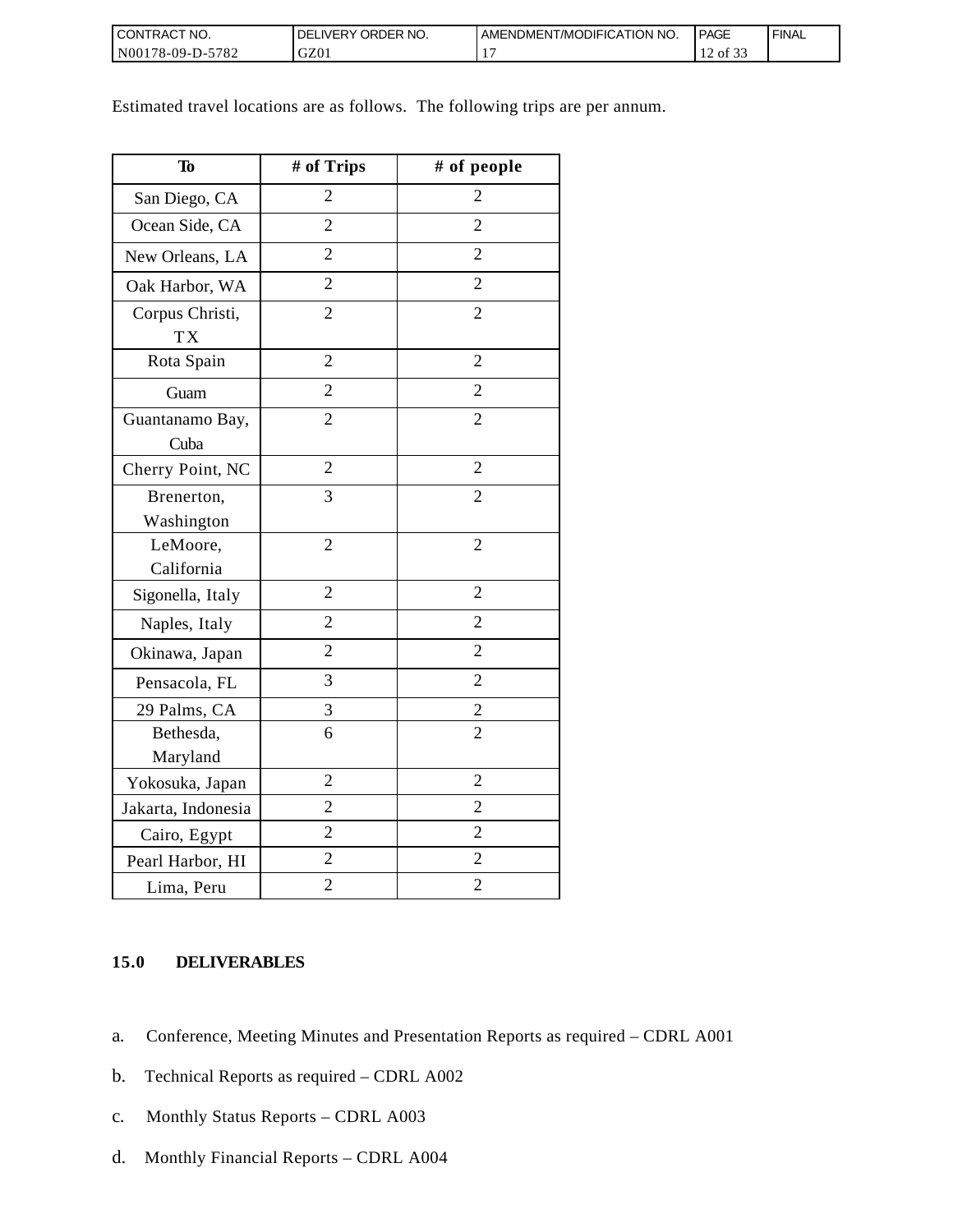Estimated travel locations are as follows.  The following trips are per annum.

| To | # of Trips | # of people |
|---|---|---|
| San Diego, CA | 2 | 2 |
| Ocean Side, CA | 2 | 2 |
| New Orleans, LA | 2 | 2 |
| Oak Harbor, WA | 2 | 2 |
| Corpus Christi, TX | 2 | 2 |
| Rota Spain | 2 | 2 |
| Guam | 2 | 2 |
| Guantanamo Bay, Cuba | 2 | 2 |
| Cherry Point, NC | 2 | 2 |
| Brenerton, Washington | 3 | 2 |
| LeMoore, California | 2 | 2 |
| Sigonella, Italy | 2 | 2 |
| Naples, Italy | 2 | 2 |
| Okinawa, Japan | 2 | 2 |
| Pensacola, FL | 3 | 2 |
| 29 Palms, CA | 3 | 2 |
| Bethesda, Maryland | 6 | 2 |
| Yokosuka, Japan | 2 | 2 |
| Jakarta, Indonesia | 2 | 2 |
| Cairo, Egypt | 2 | 2 |
| Pearl Harbor, HI | 2 | 2 |
| Lima, Peru | 2 | 2 |

### 15.0 DELIVERABLES

a. Conference, Meeting Minutes and Presentation Reports as required – CDRL A001

b. Technical Reports as required – CDRL A002

c. Monthly Status Reports – CDRL A003

d. Monthly Financial Reports – CDRL A004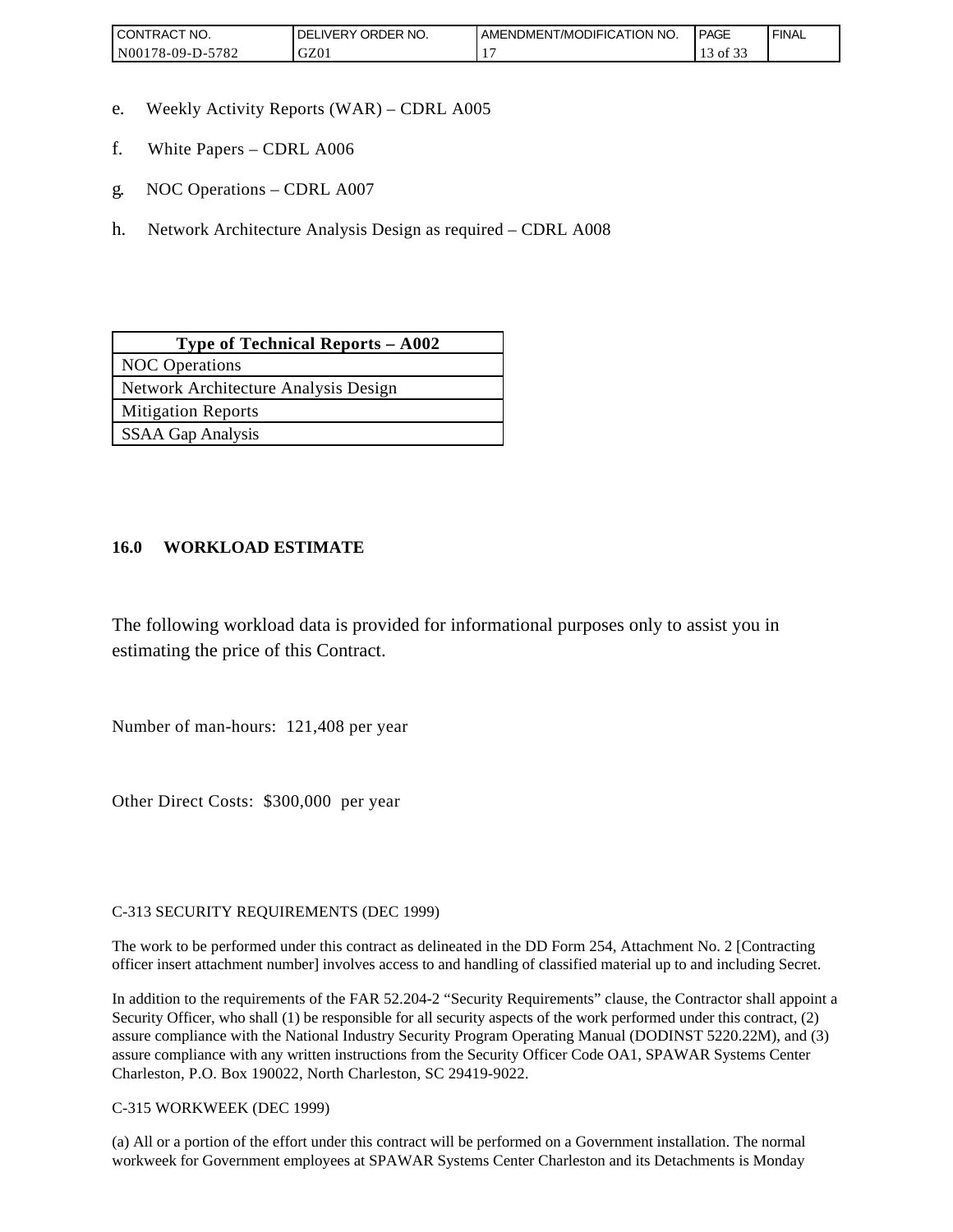e. Weekly Activity Reports (WAR) – CDRL A005

f. White Papers – CDRL A006

g. NOC Operations – CDRL A007

h. Network Architecture Analysis Design as required – CDRL A008

| Type of Technical Reports – A002 |
| --- |
| NOC Operations |
| Network Architecture Analysis Design |
| Mitigation Reports |
| SSAA Gap Analysis |

### 16.0 WORKLOAD ESTIMATE

The following workload data is provided for informational purposes only to assist you in estimating the price of this Contract.

Number of man-hours: 121,408 per year

Other Direct Costs: $300,000 per year

C-313 SECURITY REQUIREMENTS (DEC 1999)

The work to be performed under this contract as delineated in the DD Form 254, Attachment No. 2 [Contracting officer insert attachment number] involves access to and handling of classified material up to and including Secret.

In addition to the requirements of the FAR 52.204-2 "Security Requirements" clause, the Contractor shall appoint a Security Officer, who shall (1) be responsible for all security aspects of the work performed under this contract, (2) assure compliance with the National Industry Security Program Operating Manual (DODINST 5220.22M), and (3) assure compliance with any written instructions from the Security Officer Code OA1, SPAWAR Systems Center Charleston, P.O. Box 190022, North Charleston, SC 29419-9022.

C-315 WORKWEEK (DEC 1999)

(a) All or a portion of the effort under this contract will be performed on a Government installation. The normal workweek for Government employees at SPAWAR Systems Center Charleston and its Detachments is Monday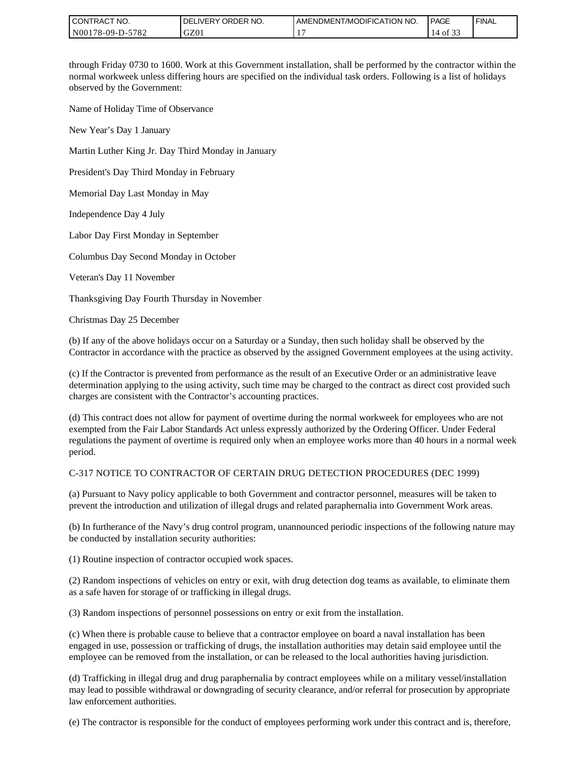through Friday 0730 to 1600. Work at this Government installation, shall be performed by the contractor within the normal workweek unless differing hours are specified on the individual task orders. Following is a list of holidays observed by the Government:

Name of Holiday Time of Observance

New Year's Day 1 January

Martin Luther King Jr. Day Third Monday in January

President's Day Third Monday in February

Memorial Day Last Monday in May

Independence Day 4 July

Labor Day First Monday in September

Columbus Day Second Monday in October

Veteran's Day 11 November

Thanksgiving Day Fourth Thursday in November

Christmas Day 25 December

(b) If any of the above holidays occur on a Saturday or a Sunday, then such holiday shall be observed by the Contractor in accordance with the practice as observed by the assigned Government employees at the using activity.

(c) If the Contractor is prevented from performance as the result of an Executive Order or an administrative leave determination applying to the using activity, such time may be charged to the contract as direct cost provided such charges are consistent with the Contractor's accounting practices.

(d) This contract does not allow for payment of overtime during the normal workweek for employees who are not exempted from the Fair Labor Standards Act unless expressly authorized by the Ordering Officer. Under Federal regulations the payment of overtime is required only when an employee works more than 40 hours in a normal week period.

C-317 NOTICE TO CONTRACTOR OF CERTAIN DRUG DETECTION PROCEDURES (DEC 1999)

(a) Pursuant to Navy policy applicable to both Government and contractor personnel, measures will be taken to prevent the introduction and utilization of illegal drugs and related paraphernalia into Government Work areas.

(b) In furtherance of the Navy's drug control program, unannounced periodic inspections of the following nature may be conducted by installation security authorities:

(1) Routine inspection of contractor occupied work spaces.

(2) Random inspections of vehicles on entry or exit, with drug detection dog teams as available, to eliminate them as a safe haven for storage of or trafficking in illegal drugs.

(3) Random inspections of personnel possessions on entry or exit from the installation.

(c) When there is probable cause to believe that a contractor employee on board a naval installation has been engaged in use, possession or trafficking of drugs, the installation authorities may detain said employee until the employee can be removed from the installation, or can be released to the local authorities having jurisdiction.

(d) Trafficking in illegal drug and drug paraphernalia by contract employees while on a military vessel/installation may lead to possible withdrawal or downgrading of security clearance, and/or referral for prosecution by appropriate law enforcement authorities.

(e) The contractor is responsible for the conduct of employees performing work under this contract and is, therefore,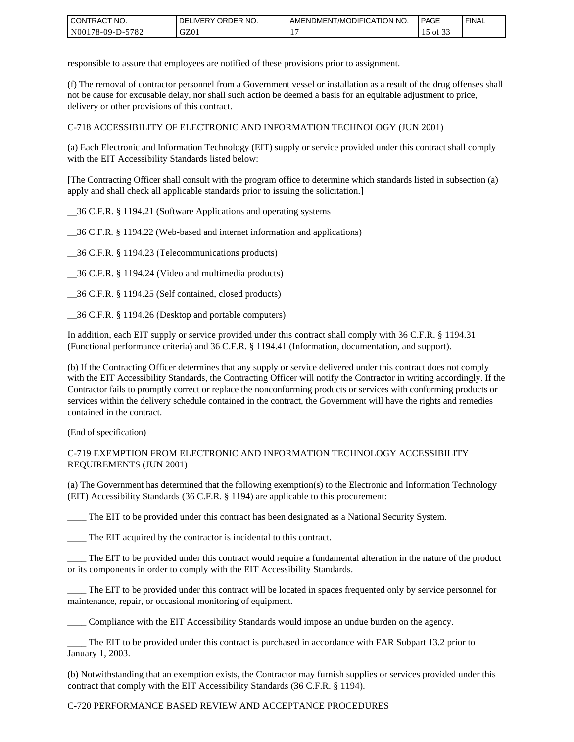responsible to assure that employees are notified of these provisions prior to assignment.

(f) The removal of contractor personnel from a Government vessel or installation as a result of the drug offenses shall not be cause for excusable delay, nor shall such action be deemed a basis for an equitable adjustment to price, delivery or other provisions of this contract.

C-718 ACCESSIBILITY OF ELECTRONIC AND INFORMATION TECHNOLOGY (JUN 2001)

(a) Each Electronic and Information Technology (EIT) supply or service provided under this contract shall comply with the EIT Accessibility Standards listed below:

[The Contracting Officer shall consult with the program office to determine which standards listed in subsection (a) apply and shall check all applicable standards prior to issuing the solicitation.]

__36 C.F.R. § 1194.21 (Software Applications and operating systems

__36 C.F.R. § 1194.22 (Web-based and internet information and applications)

__36 C.F.R. § 1194.23 (Telecommunications products)

__36 C.F.R. § 1194.24 (Video and multimedia products)

__36 C.F.R. § 1194.25 (Self contained, closed products)

__36 C.F.R. § 1194.26 (Desktop and portable computers)

In addition, each EIT supply or service provided under this contract shall comply with 36 C.F.R. § 1194.31 (Functional performance criteria) and 36 C.F.R. § 1194.41 (Information, documentation, and support).

(b) If the Contracting Officer determines that any supply or service delivered under this contract does not comply with the EIT Accessibility Standards, the Contracting Officer will notify the Contractor in writing accordingly. If the Contractor fails to promptly correct or replace the nonconforming products or services with conforming products or services within the delivery schedule contained in the contract, the Government will have the rights and remedies contained in the contract.

(End of specification)

C-719 EXEMPTION FROM ELECTRONIC AND INFORMATION TECHNOLOGY ACCESSIBILITY REQUIREMENTS (JUN 2001)

(a) The Government has determined that the following exemption(s) to the Electronic and Information Technology (EIT) Accessibility Standards (36 C.F.R. § 1194) are applicable to this procurement:

____ The EIT to be provided under this contract has been designated as a National Security System.

____ The EIT acquired by the contractor is incidental to this contract.

____ The EIT to be provided under this contract would require a fundamental alteration in the nature of the product or its components in order to comply with the EIT Accessibility Standards.

____ The EIT to be provided under this contract will be located in spaces frequented only by service personnel for maintenance, repair, or occasional monitoring of equipment.

____ Compliance with the EIT Accessibility Standards would impose an undue burden on the agency.

____ The EIT to be provided under this contract is purchased in accordance with FAR Subpart 13.2 prior to January 1, 2003.

(b) Notwithstanding that an exemption exists, the Contractor may furnish supplies or services provided under this contract that comply with the EIT Accessibility Standards (36 C.F.R. § 1194).

C-720 PERFORMANCE BASED REVIEW AND ACCEPTANCE PROCEDURES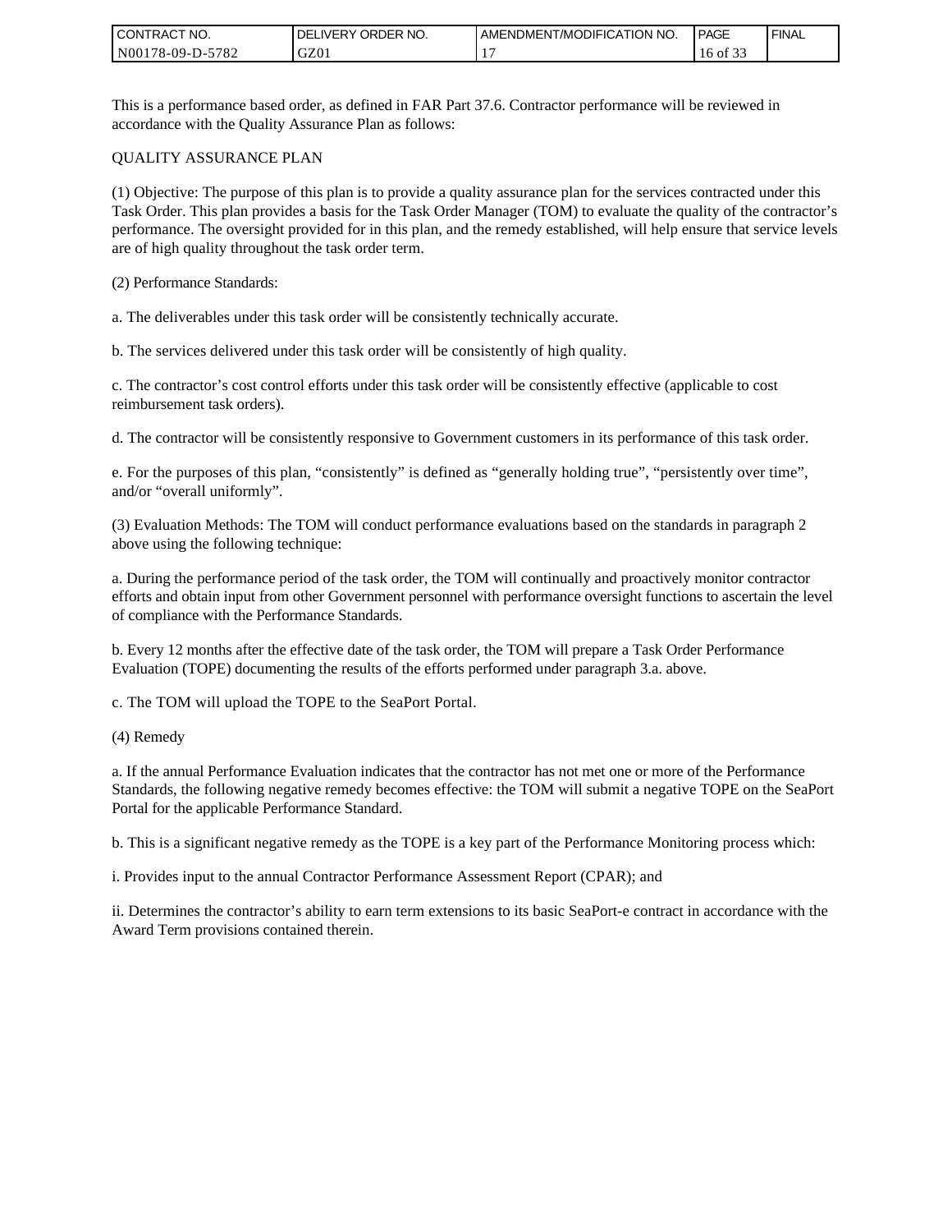This is a performance based order, as defined in FAR Part 37.6. Contractor performance will be reviewed in accordance with the Quality Assurance Plan as follows:

QUALITY ASSURANCE PLAN

(1) Objective: The purpose of this plan is to provide a quality assurance plan for the services contracted under this Task Order. This plan provides a basis for the Task Order Manager (TOM) to evaluate the quality of the contractor's performance. The oversight provided for in this plan, and the remedy established, will help ensure that service levels are of high quality throughout the task order term.

(2) Performance Standards:

a. The deliverables under this task order will be consistently technically accurate.

b. The services delivered under this task order will be consistently of high quality.

c. The contractor's cost control efforts under this task order will be consistently effective (applicable to cost reimbursement task orders).

d. The contractor will be consistently responsive to Government customers in its performance of this task order.

e. For the purposes of this plan, "consistently" is defined as "generally holding true", "persistently over time", and/or "overall uniformly".

(3) Evaluation Methods: The TOM will conduct performance evaluations based on the standards in paragraph 2 above using the following technique:

a. During the performance period of the task order, the TOM will continually and proactively monitor contractor efforts and obtain input from other Government personnel with performance oversight functions to ascertain the level of compliance with the Performance Standards.

b. Every 12 months after the effective date of the task order, the TOM will prepare a Task Order Performance Evaluation (TOPE) documenting the results of the efforts performed under paragraph 3.a. above.

c. The TOM will upload the TOPE to the SeaPort Portal.

(4) Remedy

a. If the annual Performance Evaluation indicates that the contractor has not met one or more of the Performance Standards, the following negative remedy becomes effective: the TOM will submit a negative TOPE on the SeaPort Portal for the applicable Performance Standard.

b. This is a significant negative remedy as the TOPE is a key part of the Performance Monitoring process which:

i. Provides input to the annual Contractor Performance Assessment Report (CPAR); and

ii. Determines the contractor's ability to earn term extensions to its basic SeaPort-e contract in accordance with the Award Term provisions contained therein.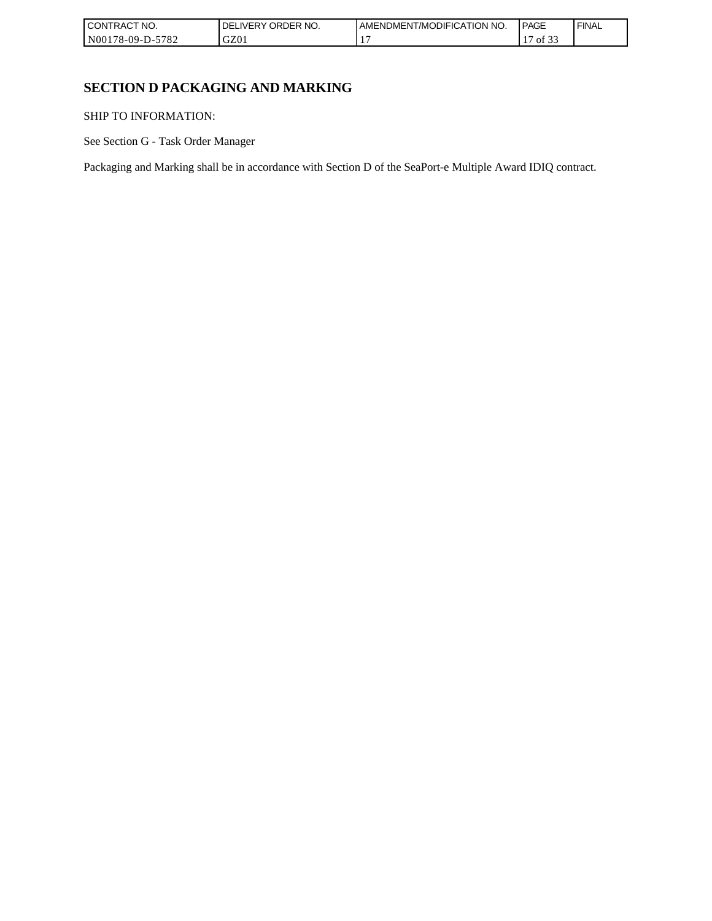## SECTION D PACKAGING AND MARKING

SHIP TO INFORMATION:

See Section G - Task Order Manager

Packaging and Marking shall be in accordance with Section D of the SeaPort-e Multiple Award IDIQ contract.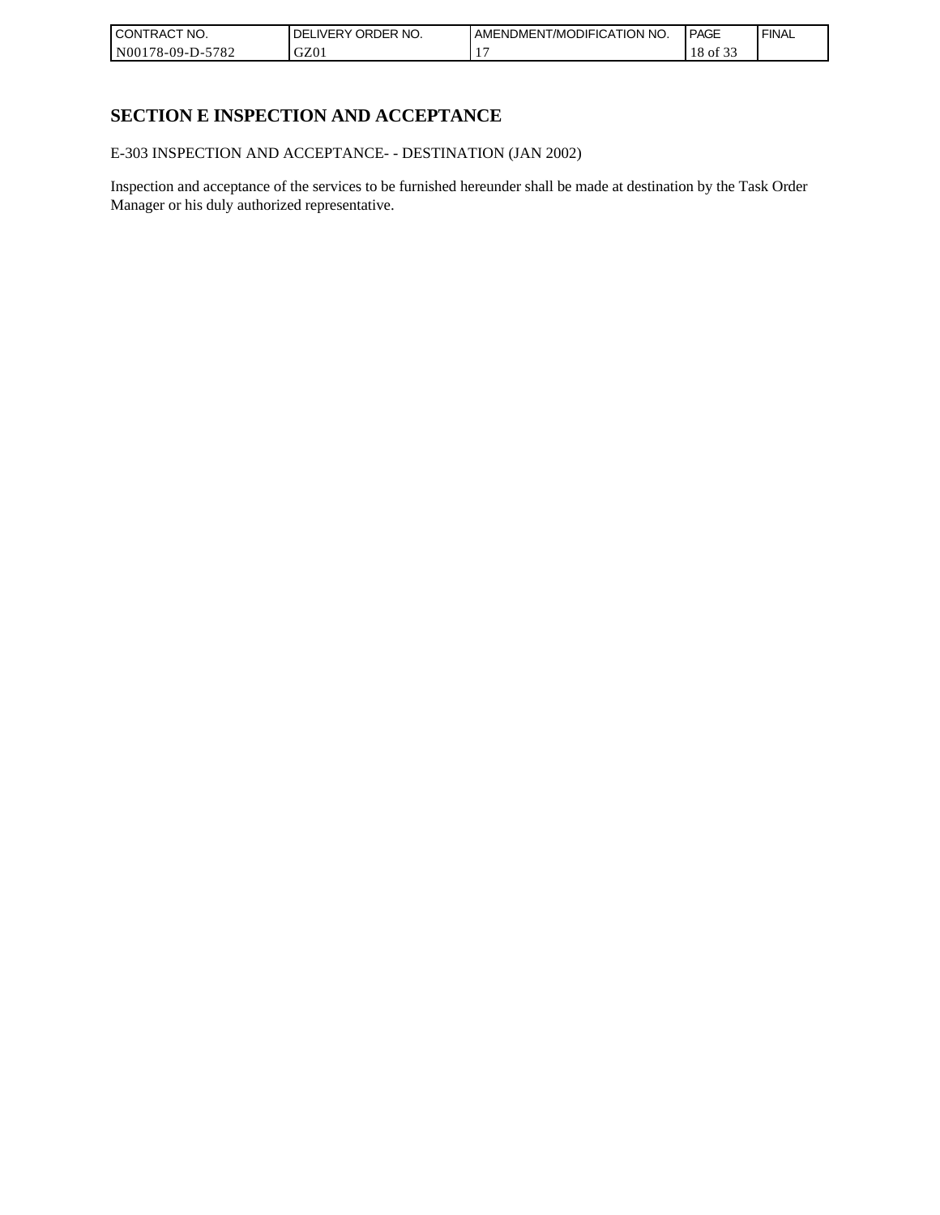## SECTION E INSPECTION AND ACCEPTANCE

E-303 INSPECTION AND ACCEPTANCE- - DESTINATION (JAN 2002)

Inspection and acceptance of the services to be furnished hereunder shall be made at destination by the Task Order Manager or his duly authorized representative.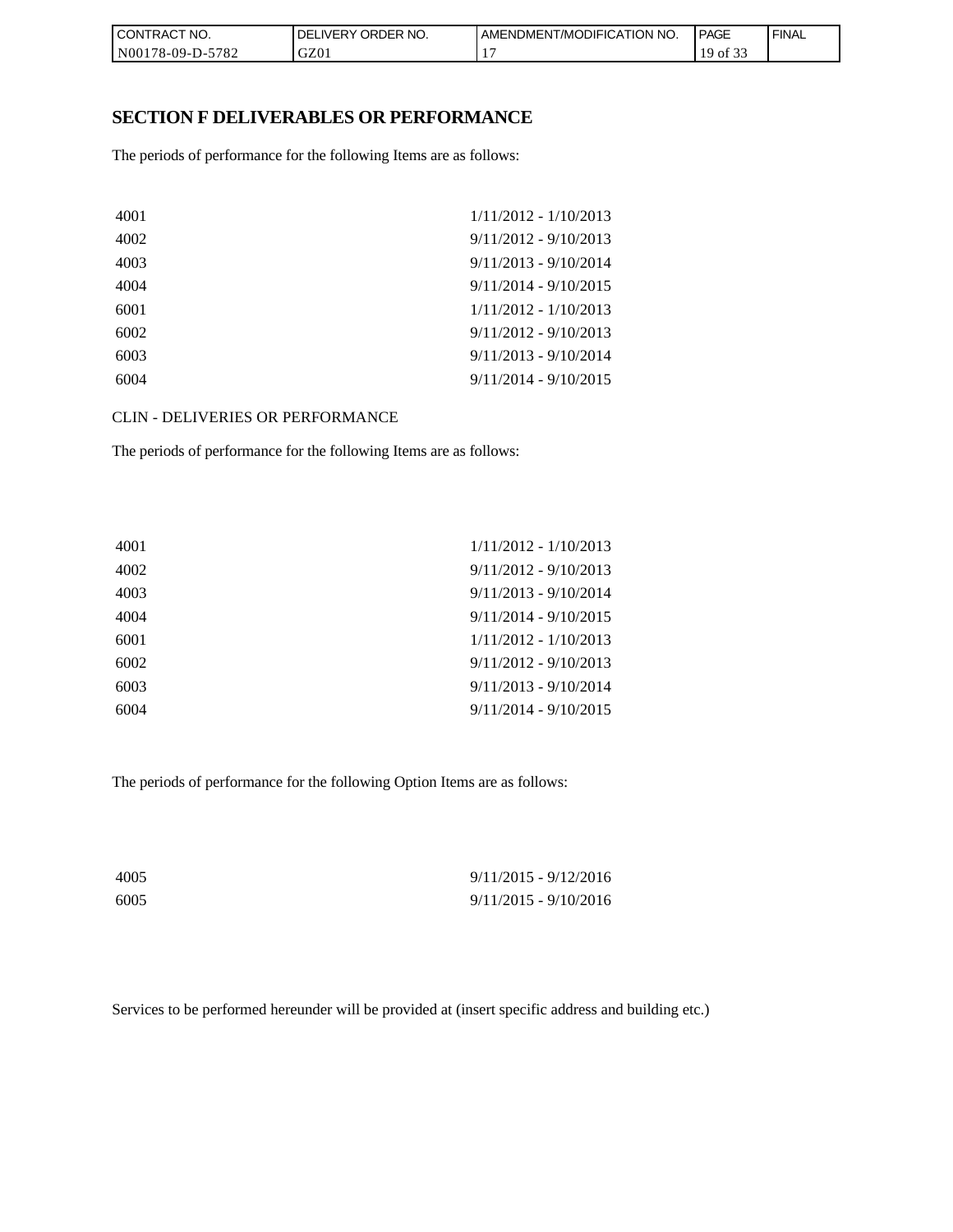## SECTION F DELIVERABLES OR PERFORMANCE

The periods of performance for the following Items are as follows:

| | |
|---|---|
| 4001 | 1/11/2012 - 1/10/2013 |
| 4002 | 9/11/2012 - 9/10/2013 |
| 4003 | 9/11/2013 - 9/10/2014 |
| 4004 | 9/11/2014 - 9/10/2015 |
| 6001 | 1/11/2012 - 1/10/2013 |
| 6002 | 9/11/2012 - 9/10/2013 |
| 6003 | 9/11/2013 - 9/10/2014 |
| 6004 | 9/11/2014 - 9/10/2015 |

CLIN - DELIVERIES OR PERFORMANCE

The periods of performance for the following Items are as follows:

| | |
|---|---|
| 4001 | 1/11/2012 - 1/10/2013 |
| 4002 | 9/11/2012 - 9/10/2013 |
| 4003 | 9/11/2013 - 9/10/2014 |
| 4004 | 9/11/2014 - 9/10/2015 |
| 6001 | 1/11/2012 - 1/10/2013 |
| 6002 | 9/11/2012 - 9/10/2013 |
| 6003 | 9/11/2013 - 9/10/2014 |
| 6004 | 9/11/2014 - 9/10/2015 |

The periods of performance for the following Option Items are as follows:

| | |
|---|---|
| 4005 | 9/11/2015 - 9/12/2016 |
| 6005 | 9/11/2015 - 9/10/2016 |

Services to be performed hereunder will be provided at (insert specific address and building etc.)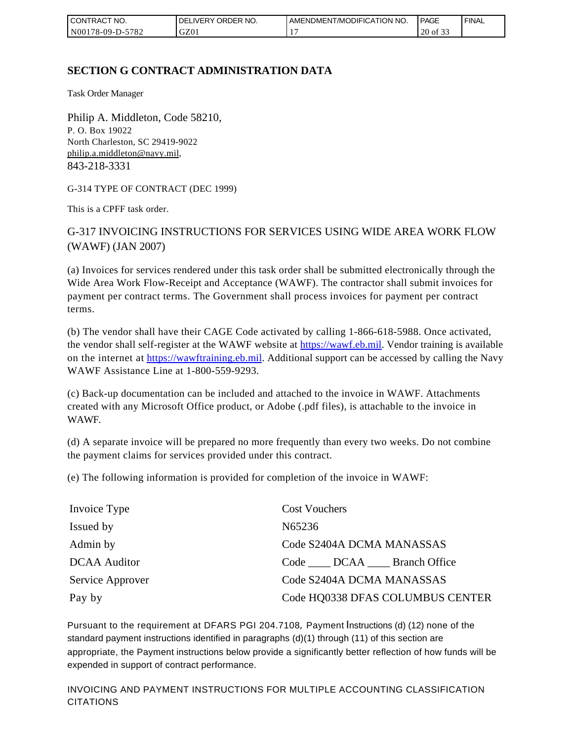## SECTION G CONTRACT ADMINISTRATION DATA

Task Order Manager

Philip A. Middleton, Code 58210,
P. O. Box 19022
North Charleston, SC 29419-9022
philip.a.middleton@navy.mil,
843-218-3331

G-314 TYPE OF CONTRACT (DEC 1999)

This is a CPFF task order.

G-317 INVOICING INSTRUCTIONS FOR SERVICES USING WIDE AREA WORK FLOW (WAWF) (JAN 2007)

(a) Invoices for services rendered under this task order shall be submitted electronically through the Wide Area Work Flow-Receipt and Acceptance (WAWF). The contractor shall submit invoices for payment per contract terms. The Government shall process invoices for payment per contract terms.

(b) The vendor shall have their CAGE Code activated by calling 1-866-618-5988. Once activated, the vendor shall self-register at the WAWF website at https://wawf.eb.mil. Vendor training is available on the internet at https://wawftraining.eb.mil. Additional support can be accessed by calling the Navy WAWF Assistance Line at 1-800-559-9293.

(c) Back-up documentation can be included and attached to the invoice in WAWF. Attachments created with any Microsoft Office product, or Adobe (.pdf files), is attachable to the invoice in WAWF.

(d) A separate invoice will be prepared no more frequently than every two weeks. Do not combine the payment claims for services provided under this contract.

(e) The following information is provided for completion of the invoice in WAWF:

| | |
|---|---|
| Invoice Type | Cost Vouchers |
| Issued by | N65236 |
| Admin by | Code S2404A DCMA MANASSAS |
| DCAA Auditor | Code ____ DCAA ____ Branch Office |
| Service Approver | Code S2404A DCMA MANASSAS |
| Pay by | Code HQ0338 DFAS COLUMBUS CENTER |

Pursuant to the requirement at DFARS PGI 204.7108, Payment Instructions (d) (12) none of the standard payment instructions identified in paragraphs (d)(1) through (11) of this section are appropriate, the Payment instructions below provide a significantly better reflection of how funds will be expended in support of contract performance.

INVOICING AND PAYMENT INSTRUCTIONS FOR MULTIPLE ACCOUNTING CLASSIFICATION CITATIONS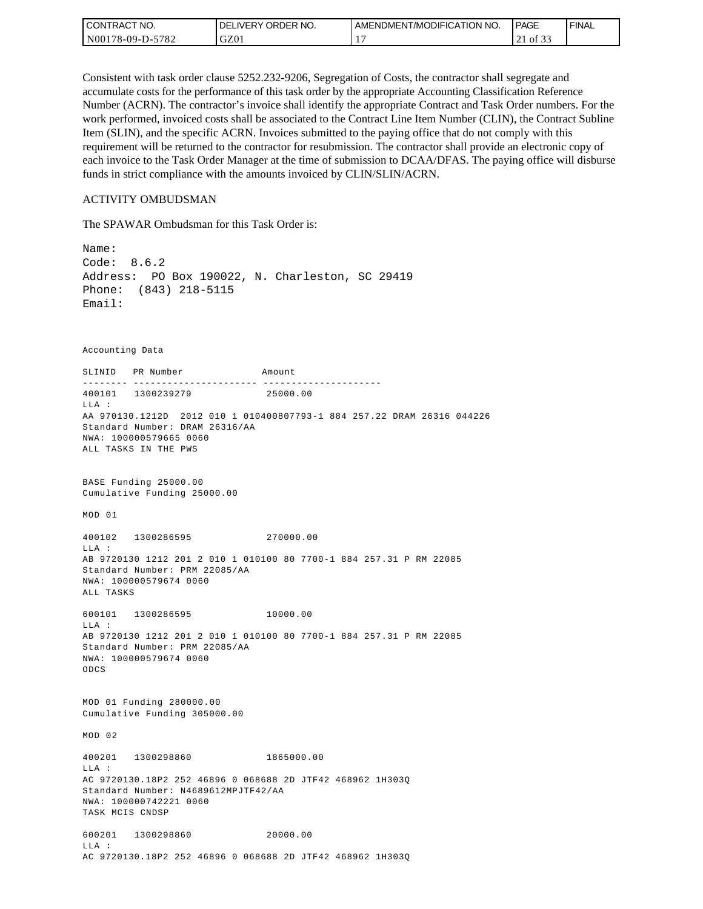Consistent with task order clause 5252.232-9206, Segregation of Costs, the contractor shall segregate and accumulate costs for the performance of this task order by the appropriate Accounting Classification Reference Number (ACRN). The contractor's invoice shall identify the appropriate Contract and Task Order numbers. For the work performed, invoiced costs shall be associated to the Contract Line Item Number (CLIN), the Contract Subline Item (SLIN), and the specific ACRN. Invoices submitted to the paying office that do not comply with this requirement will be returned to the contractor for resubmission. The contractor shall provide an electronic copy of each invoice to the Task Order Manager at the time of submission to DCAA/DFAS. The paying office will disburse funds in strict compliance with the amounts invoiced by CLIN/SLIN/ACRN.

ACTIVITY OMBUDSMAN

The SPAWAR Ombudsman for this Task Order is:

```
Name:
Code:  8.6.2
Address:  PO Box 190022, N. Charleston, SC 29419
Phone:  (843) 218-5115
Email:
```

```
Accounting Data

SLINID   PR Number              Amount
-------- ---------------------- ---------------------
400101   1300239279              25000.00
LLA :
AA 970130.1212D  2012 010 1 010400807793-1 884 257.22 DRAM 26316 044226
Standard Number: DRAM 26316/AA
NWA: 100000579665 0060
ALL TASKS IN THE PWS


BASE Funding 25000.00
Cumulative Funding 25000.00

MOD 01

400102   1300286595              270000.00
LLA :
AB 9720130 1212 201 2 010 1 010100 80 7700-1 884 257.31 P RM 22085
Standard Number: PRM 22085/AA
NWA: 100000579674 0060
ALL TASKS

600101   1300286595              10000.00
LLA :
AB 9720130 1212 201 2 010 1 010100 80 7700-1 884 257.31 P RM 22085
Standard Number: PRM 22085/AA
NWA: 100000579674 0060
ODCS


MOD 01 Funding 280000.00
Cumulative Funding 305000.00

MOD 02

400201   1300298860              1865000.00
LLA :
AC 9720130.18P2 252 46896 0 068688 2D JTF42 468962 1H303Q
Standard Number: N4689612MPJTF42/AA
NWA: 100000742221 0060
TASK MCIS CNDSP

600201   1300298860              20000.00
LLA :
AC 9720130.18P2 252 46896 0 068688 2D JTF42 468962 1H303Q
```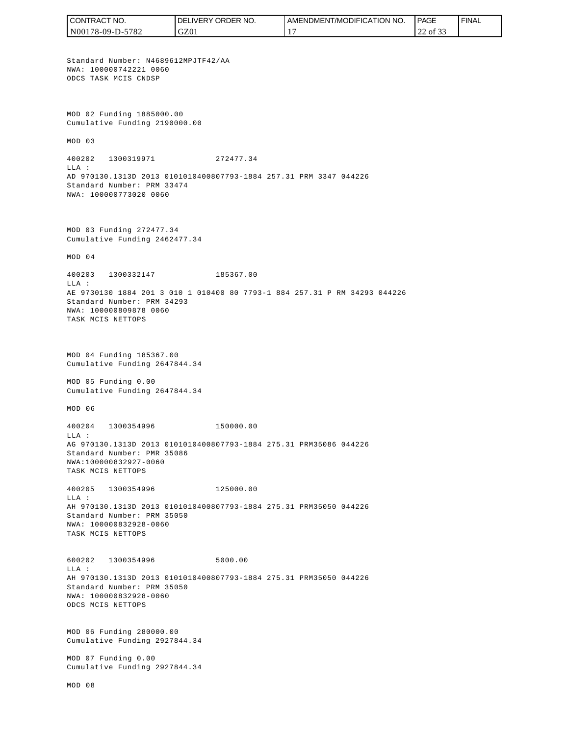Standard Number: N4689612MPJTF42/AA
NWA: 100000742221 0060
ODCS TASK MCIS CNDSP

MOD 02 Funding 1885000.00
Cumulative Funding 2190000.00

MOD 03

400202 1300319971 272477.34
LLA :
AD 970130.1313D 2013 0101010400807793-1884 257.31 PRM 3347 044226
Standard Number: PRM 33474
NWA: 100000773020 0060

MOD 03 Funding 272477.34
Cumulative Funding 2462477.34

MOD 04

400203 1300332147 185367.00
LLA :
AE 9730130 1884 201 3 010 1 010400 80 7793-1 884 257.31 P RM 34293 044226
Standard Number: PRM 34293
NWA: 100000809878 0060
TASK MCIS NETTOPS

MOD 04 Funding 185367.00
Cumulative Funding 2647844.34

MOD 05 Funding 0.00
Cumulative Funding 2647844.34

MOD 06

400204 1300354996 150000.00
LLA :
AG 970130.1313D 2013 0101010400807793-1884 275.31 PRM35086 044226
Standard Number: PMR 35086
NWA:100000832927-0060
TASK MCIS NETTOPS

400205 1300354996 125000.00
LLA :
AH 970130.1313D 2013 0101010400807793-1884 275.31 PRM35050 044226
Standard Number: PRM 35050
NWA: 100000832928-0060
TASK MCIS NETTOPS

600202 1300354996 5000.00
LLA :
AH 970130.1313D 2013 0101010400807793-1884 275.31 PRM35050 044226
Standard Number: PRM 35050
NWA: 100000832928-0060
ODCS MCIS NETTOPS

MOD 06 Funding 280000.00
Cumulative Funding 2927844.34

MOD 07 Funding 0.00
Cumulative Funding 2927844.34

MOD 08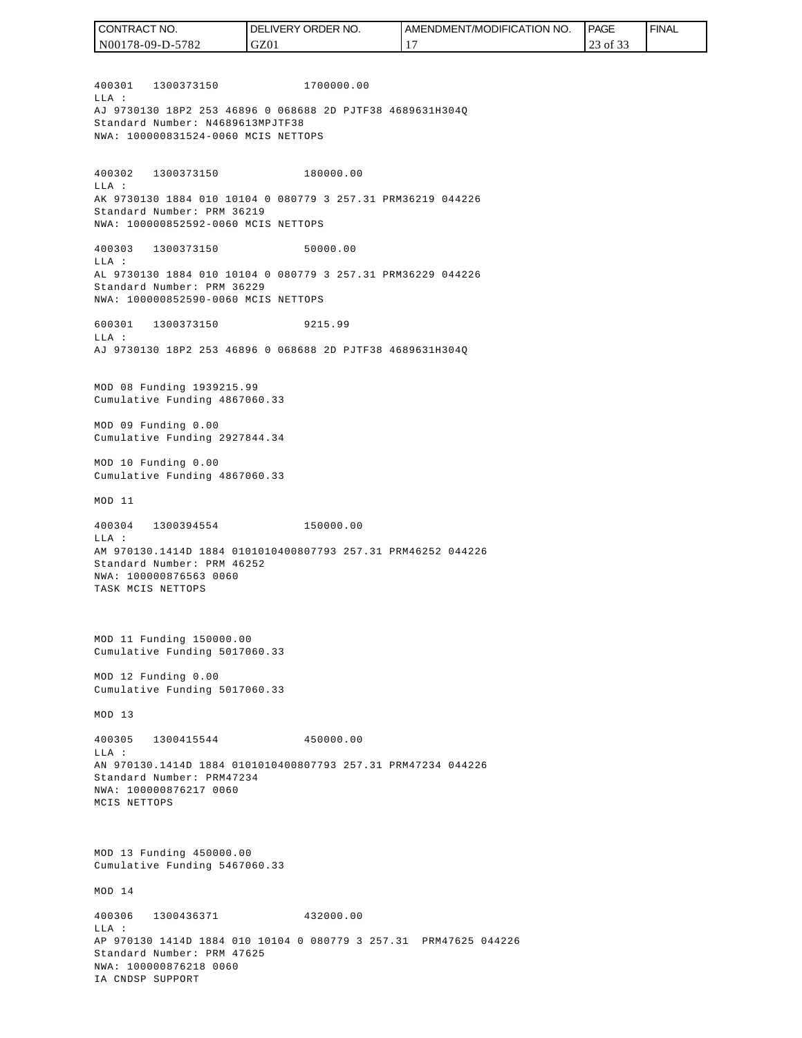400301   1300373150              1700000.00
LLA :
AJ 9730130 18P2 253 46896 0 068688 2D PJTF38 4689631H304Q
Standard Number: N4689613MPJTF38
NWA: 100000831524-0060 MCIS NETTOPS

400302   1300373150              180000.00
LLA :
AK 9730130 1884 010 10104 0 080779 3 257.31 PRM36219 044226
Standard Number: PRM 36219
NWA: 100000852592-0060 MCIS NETTOPS

400303   1300373150              50000.00
LLA :
AL 9730130 1884 010 10104 0 080779 3 257.31 PRM36229 044226
Standard Number: PRM 36229
NWA: 100000852590-0060 MCIS NETTOPS

600301   1300373150              9215.99
LLA :
AJ 9730130 18P2 253 46896 0 068688 2D PJTF38 4689631H304Q

MOD 08 Funding 1939215.99
Cumulative Funding 4867060.33

MOD 09 Funding 0.00
Cumulative Funding 2927844.34

MOD 10 Funding 0.00
Cumulative Funding 4867060.33

MOD 11

400304   1300394554              150000.00
LLA :
AM 970130.1414D 1884 0101010400807793 257.31 PRM46252 044226
Standard Number: PRM 46252
NWA: 100000876563 0060
TASK MCIS NETTOPS

MOD 11 Funding 150000.00
Cumulative Funding 5017060.33

MOD 12 Funding 0.00
Cumulative Funding 5017060.33

MOD 13

400305   1300415544              450000.00
LLA :
AN 970130.1414D 1884 0101010400807793 257.31 PRM47234 044226
Standard Number: PRM47234
NWA: 100000876217 0060
MCIS NETTOPS

MOD 13 Funding 450000.00
Cumulative Funding 5467060.33

MOD 14

400306   1300436371              432000.00
LLA :
AP 970130 1414D 1884 010 10104 0 080779 3 257.31  PRM47625 044226
Standard Number: PRM 47625
NWA: 100000876218 0060
IA CNDSP SUPPORT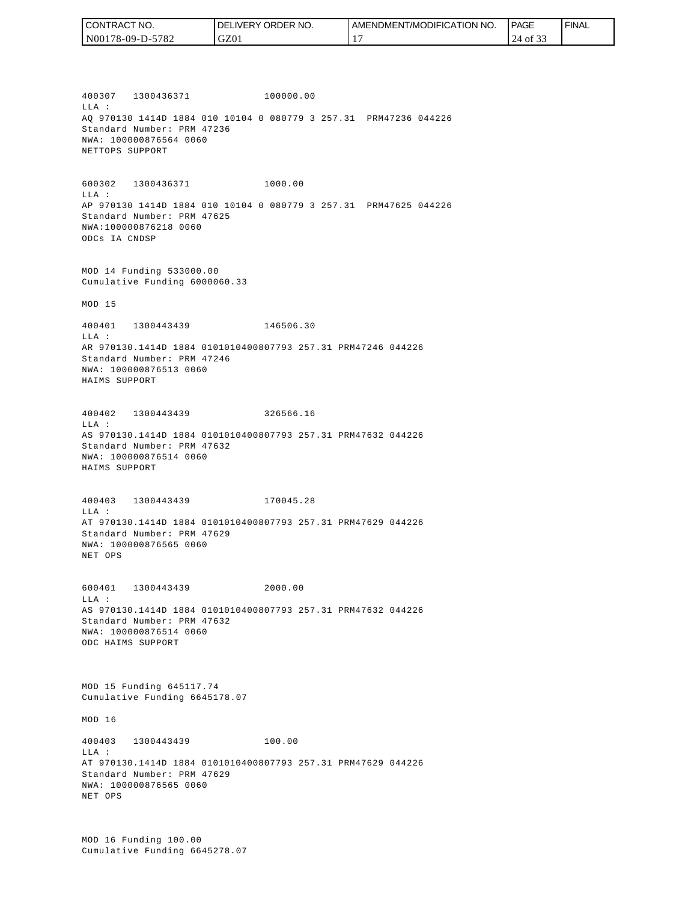400307 1300436371 100000.00
LLA :
AQ 970130 1414D 1884 010 10104 0 080779 3 257.31 PRM47236 044226
Standard Number: PRM 47236
NWA: 100000876564 0060
NETTOPS SUPPORT

600302 1300436371 1000.00
LLA :
AP 970130 1414D 1884 010 10104 0 080779 3 257.31 PRM47625 044226
Standard Number: PRM 47625
NWA:100000876218 0060
ODCs IA CNDSP

MOD 14 Funding 533000.00
Cumulative Funding 6000060.33

MOD 15

400401 1300443439 146506.30
LLA :
AR 970130.1414D 1884 0101010400807793 257.31 PRM47246 044226
Standard Number: PRM 47246
NWA: 100000876513 0060
HAIMS SUPPORT

400402 1300443439 326566.16
LLA :
AS 970130.1414D 1884 0101010400807793 257.31 PRM47632 044226
Standard Number: PRM 47632
NWA: 100000876514 0060
HAIMS SUPPORT

400403 1300443439 170045.28
LLA :
AT 970130.1414D 1884 0101010400807793 257.31 PRM47629 044226
Standard Number: PRM 47629
NWA: 100000876565 0060
NET OPS

600401 1300443439 2000.00
LLA :
AS 970130.1414D 1884 0101010400807793 257.31 PRM47632 044226
Standard Number: PRM 47632
NWA: 100000876514 0060
ODC HAIMS SUPPORT

MOD 15 Funding 645117.74
Cumulative Funding 6645178.07

MOD 16

400403 1300443439 100.00
LLA :
AT 970130.1414D 1884 0101010400807793 257.31 PRM47629 044226
Standard Number: PRM 47629
NWA: 100000876565 0060
NET OPS

MOD 16 Funding 100.00
Cumulative Funding 6645278.07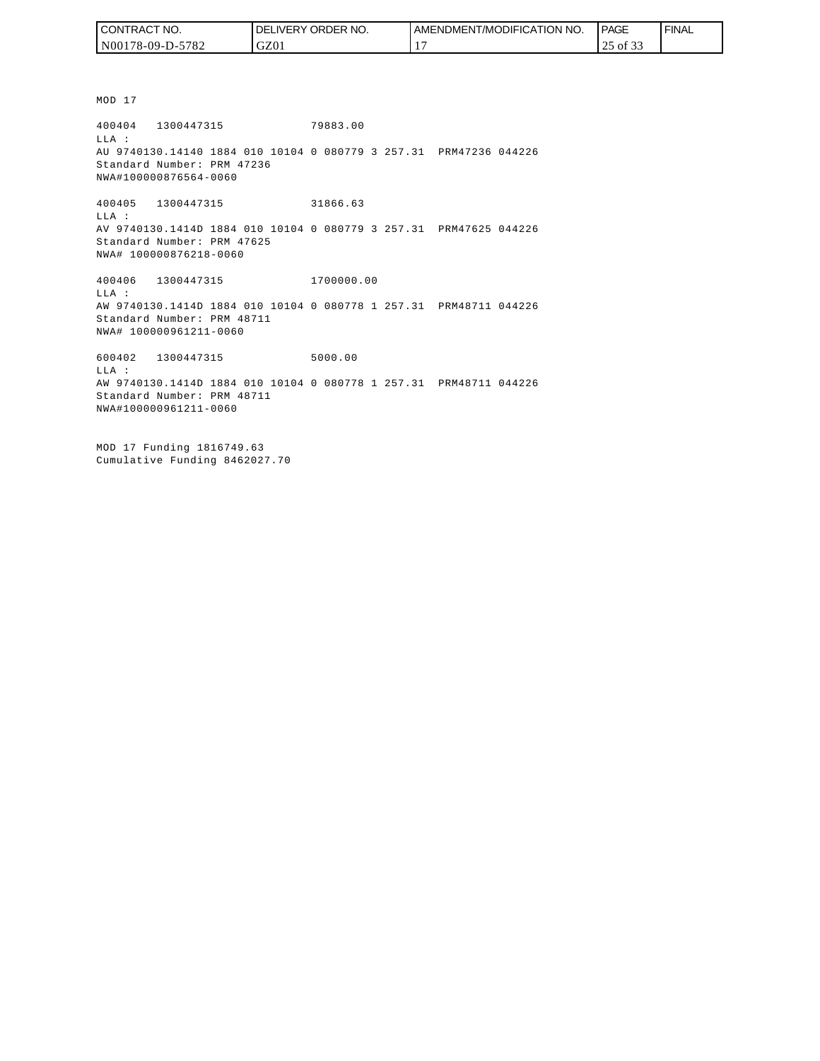MOD 17

400404 1300447315 79883.00
LLA :
AU 9740130.14140 1884 010 10104 0 080779 3 257.31 PRM47236 044226
Standard Number: PRM 47236
NWA#100000876564-0060

400405 1300447315 31866.63
LLA :
AV 9740130.1414D 1884 010 10104 0 080779 3 257.31 PRM47625 044226
Standard Number: PRM 47625
NWA# 100000876218-0060

400406 1300447315 1700000.00
LLA :
AW 9740130.1414D 1884 010 10104 0 080778 1 257.31 PRM48711 044226
Standard Number: PRM 48711
NWA# 100000961211-0060

600402 1300447315 5000.00
LLA :
AW 9740130.1414D 1884 010 10104 0 080778 1 257.31 PRM48711 044226
Standard Number: PRM 48711
NWA#100000961211-0060

MOD 17 Funding 1816749.63
Cumulative Funding 8462027.70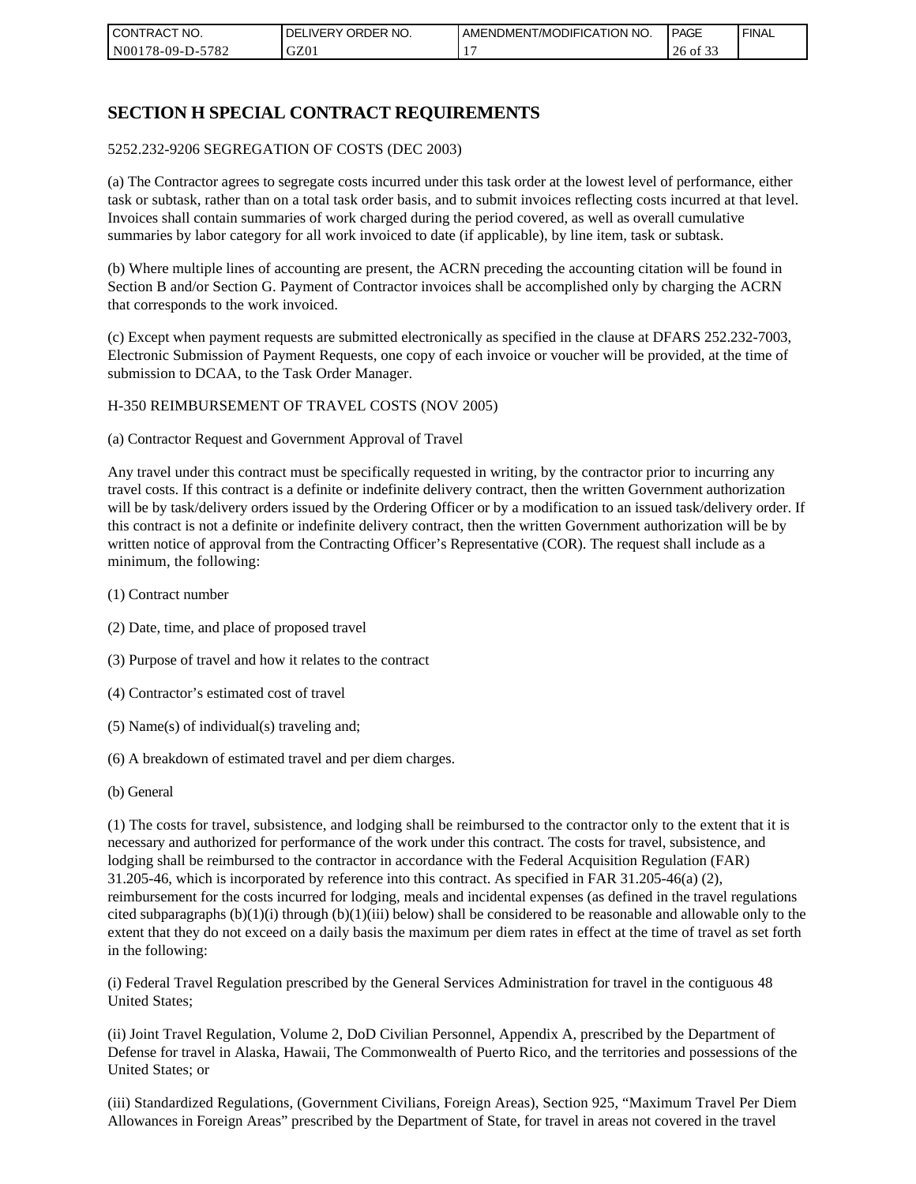# SECTION H SPECIAL CONTRACT REQUIREMENTS

5252.232-9206 SEGREGATION OF COSTS (DEC 2003)

(a) The Contractor agrees to segregate costs incurred under this task order at the lowest level of performance, either task or subtask, rather than on a total task order basis, and to submit invoices reflecting costs incurred at that level. Invoices shall contain summaries of work charged during the period covered, as well as overall cumulative summaries by labor category for all work invoiced to date (if applicable), by line item, task or subtask.

(b) Where multiple lines of accounting are present, the ACRN preceding the accounting citation will be found in Section B and/or Section G. Payment of Contractor invoices shall be accomplished only by charging the ACRN that corresponds to the work invoiced.

(c) Except when payment requests are submitted electronically as specified in the clause at DFARS 252.232-7003, Electronic Submission of Payment Requests, one copy of each invoice or voucher will be provided, at the time of submission to DCAA, to the Task Order Manager.

H-350 REIMBURSEMENT OF TRAVEL COSTS (NOV 2005)

(a) Contractor Request and Government Approval of Travel

Any travel under this contract must be specifically requested in writing, by the contractor prior to incurring any travel costs. If this contract is a definite or indefinite delivery contract, then the written Government authorization will be by task/delivery orders issued by the Ordering Officer or by a modification to an issued task/delivery order. If this contract is not a definite or indefinite delivery contract, then the written Government authorization will be by written notice of approval from the Contracting Officer's Representative (COR). The request shall include as a minimum, the following:

(1) Contract number

(2) Date, time, and place of proposed travel

(3) Purpose of travel and how it relates to the contract

(4) Contractor's estimated cost of travel

(5) Name(s) of individual(s) traveling and;

(6) A breakdown of estimated travel and per diem charges.

(b) General

(1) The costs for travel, subsistence, and lodging shall be reimbursed to the contractor only to the extent that it is necessary and authorized for performance of the work under this contract. The costs for travel, subsistence, and lodging shall be reimbursed to the contractor in accordance with the Federal Acquisition Regulation (FAR) 31.205-46, which is incorporated by reference into this contract. As specified in FAR 31.205-46(a) (2), reimbursement for the costs incurred for lodging, meals and incidental expenses (as defined in the travel regulations cited subparagraphs (b)(1)(i) through (b)(1)(iii) below) shall be considered to be reasonable and allowable only to the extent that they do not exceed on a daily basis the maximum per diem rates in effect at the time of travel as set forth in the following:

(i) Federal Travel Regulation prescribed by the General Services Administration for travel in the contiguous 48 United States;

(ii) Joint Travel Regulation, Volume 2, DoD Civilian Personnel, Appendix A, prescribed by the Department of Defense for travel in Alaska, Hawaii, The Commonwealth of Puerto Rico, and the territories and possessions of the United States; or

(iii) Standardized Regulations, (Government Civilians, Foreign Areas), Section 925, "Maximum Travel Per Diem Allowances in Foreign Areas" prescribed by the Department of State, for travel in areas not covered in the travel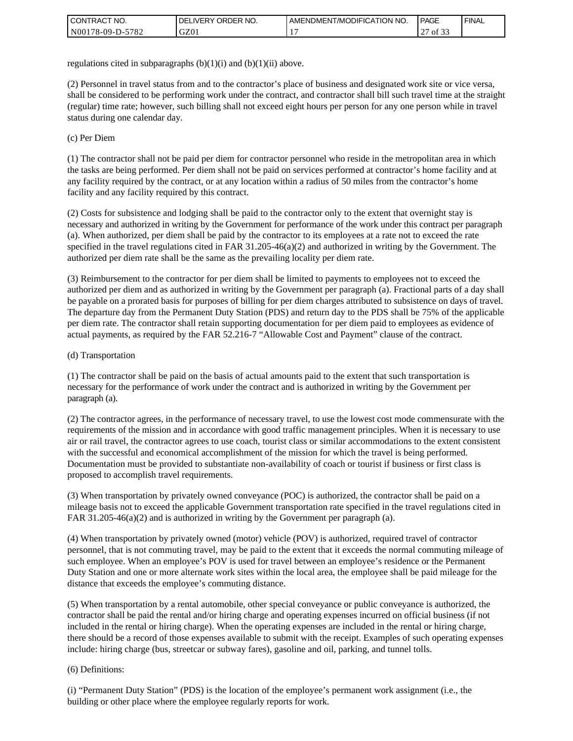regulations cited in subparagraphs (b)(1)(i) and (b)(1)(ii) above.

(2) Personnel in travel status from and to the contractor's place of business and designated work site or vice versa, shall be considered to be performing work under the contract, and contractor shall bill such travel time at the straight (regular) time rate; however, such billing shall not exceed eight hours per person for any one person while in travel status during one calendar day.

(c) Per Diem

(1) The contractor shall not be paid per diem for contractor personnel who reside in the metropolitan area in which the tasks are being performed. Per diem shall not be paid on services performed at contractor's home facility and at any facility required by the contract, or at any location within a radius of 50 miles from the contractor's home facility and any facility required by this contract.

(2) Costs for subsistence and lodging shall be paid to the contractor only to the extent that overnight stay is necessary and authorized in writing by the Government for performance of the work under this contract per paragraph (a). When authorized, per diem shall be paid by the contractor to its employees at a rate not to exceed the rate specified in the travel regulations cited in FAR 31.205-46(a)(2) and authorized in writing by the Government. The authorized per diem rate shall be the same as the prevailing locality per diem rate.

(3) Reimbursement to the contractor for per diem shall be limited to payments to employees not to exceed the authorized per diem and as authorized in writing by the Government per paragraph (a). Fractional parts of a day shall be payable on a prorated basis for purposes of billing for per diem charges attributed to subsistence on days of travel. The departure day from the Permanent Duty Station (PDS) and return day to the PDS shall be 75% of the applicable per diem rate. The contractor shall retain supporting documentation for per diem paid to employees as evidence of actual payments, as required by the FAR 52.216-7 "Allowable Cost and Payment" clause of the contract.

(d) Transportation

(1) The contractor shall be paid on the basis of actual amounts paid to the extent that such transportation is necessary for the performance of work under the contract and is authorized in writing by the Government per paragraph (a).

(2) The contractor agrees, in the performance of necessary travel, to use the lowest cost mode commensurate with the requirements of the mission and in accordance with good traffic management principles. When it is necessary to use air or rail travel, the contractor agrees to use coach, tourist class or similar accommodations to the extent consistent with the successful and economical accomplishment of the mission for which the travel is being performed. Documentation must be provided to substantiate non-availability of coach or tourist if business or first class is proposed to accomplish travel requirements.

(3) When transportation by privately owned conveyance (POC) is authorized, the contractor shall be paid on a mileage basis not to exceed the applicable Government transportation rate specified in the travel regulations cited in FAR 31.205-46(a)(2) and is authorized in writing by the Government per paragraph (a).

(4) When transportation by privately owned (motor) vehicle (POV) is authorized, required travel of contractor personnel, that is not commuting travel, may be paid to the extent that it exceeds the normal commuting mileage of such employee. When an employee's POV is used for travel between an employee's residence or the Permanent Duty Station and one or more alternate work sites within the local area, the employee shall be paid mileage for the distance that exceeds the employee's commuting distance.

(5) When transportation by a rental automobile, other special conveyance or public conveyance is authorized, the contractor shall be paid the rental and/or hiring charge and operating expenses incurred on official business (if not included in the rental or hiring charge). When the operating expenses are included in the rental or hiring charge, there should be a record of those expenses available to submit with the receipt. Examples of such operating expenses include: hiring charge (bus, streetcar or subway fares), gasoline and oil, parking, and tunnel tolls.

(6) Definitions:

(i) "Permanent Duty Station" (PDS) is the location of the employee's permanent work assignment (i.e., the building or other place where the employee regularly reports for work.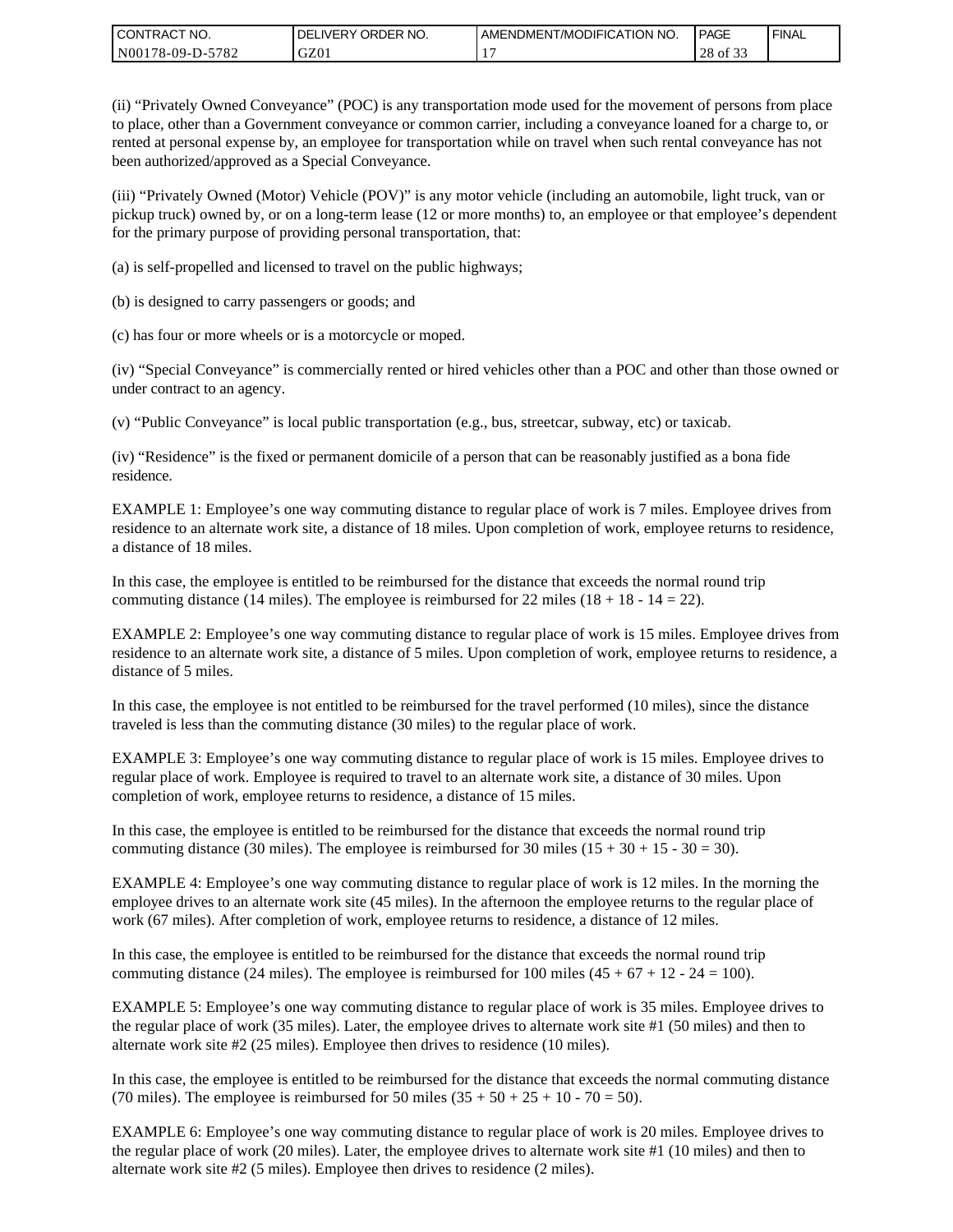(ii) “Privately Owned Conveyance” (POC) is any transportation mode used for the movement of persons from place to place, other than a Government conveyance or common carrier, including a conveyance loaned for a charge to, or rented at personal expense by, an employee for transportation while on travel when such rental conveyance has not been authorized/approved as a Special Conveyance.

(iii) “Privately Owned (Motor) Vehicle (POV)” is any motor vehicle (including an automobile, light truck, van or pickup truck) owned by, or on a long-term lease (12 or more months) to, an employee or that employee’s dependent for the primary purpose of providing personal transportation, that:

(a) is self-propelled and licensed to travel on the public highways;

(b) is designed to carry passengers or goods; and

(c) has four or more wheels or is a motorcycle or moped.

(iv) “Special Conveyance” is commercially rented or hired vehicles other than a POC and other than those owned or under contract to an agency.

(v) “Public Conveyance” is local public transportation (e.g., bus, streetcar, subway, etc) or taxicab.

(iv) “Residence” is the fixed or permanent domicile of a person that can be reasonably justified as a bona fide residence.

EXAMPLE 1: Employee’s one way commuting distance to regular place of work is 7 miles. Employee drives from residence to an alternate work site, a distance of 18 miles. Upon completion of work, employee returns to residence, a distance of 18 miles.

In this case, the employee is entitled to be reimbursed for the distance that exceeds the normal round trip commuting distance (14 miles). The employee is reimbursed for 22 miles (18 + 18 - 14 = 22).

EXAMPLE 2: Employee’s one way commuting distance to regular place of work is 15 miles. Employee drives from residence to an alternate work site, a distance of 5 miles. Upon completion of work, employee returns to residence, a distance of 5 miles.

In this case, the employee is not entitled to be reimbursed for the travel performed (10 miles), since the distance traveled is less than the commuting distance (30 miles) to the regular place of work.

EXAMPLE 3: Employee’s one way commuting distance to regular place of work is 15 miles. Employee drives to regular place of work. Employee is required to travel to an alternate work site, a distance of 30 miles. Upon completion of work, employee returns to residence, a distance of 15 miles.

In this case, the employee is entitled to be reimbursed for the distance that exceeds the normal round trip commuting distance (30 miles). The employee is reimbursed for 30 miles (15 + 30 + 15 - 30 = 30).

EXAMPLE 4: Employee’s one way commuting distance to regular place of work is 12 miles. In the morning the employee drives to an alternate work site (45 miles). In the afternoon the employee returns to the regular place of work (67 miles). After completion of work, employee returns to residence, a distance of 12 miles.

In this case, the employee is entitled to be reimbursed for the distance that exceeds the normal round trip commuting distance (24 miles). The employee is reimbursed for 100 miles (45 + 67 + 12 - 24 = 100).

EXAMPLE 5: Employee’s one way commuting distance to regular place of work is 35 miles. Employee drives to the regular place of work (35 miles). Later, the employee drives to alternate work site #1 (50 miles) and then to alternate work site #2 (25 miles). Employee then drives to residence (10 miles).

In this case, the employee is entitled to be reimbursed for the distance that exceeds the normal commuting distance (70 miles). The employee is reimbursed for 50 miles (35 + 50 + 25 + 10 - 70 = 50).

EXAMPLE 6: Employee’s one way commuting distance to regular place of work is 20 miles. Employee drives to the regular place of work (20 miles). Later, the employee drives to alternate work site #1 (10 miles) and then to alternate work site #2 (5 miles). Employee then drives to residence (2 miles).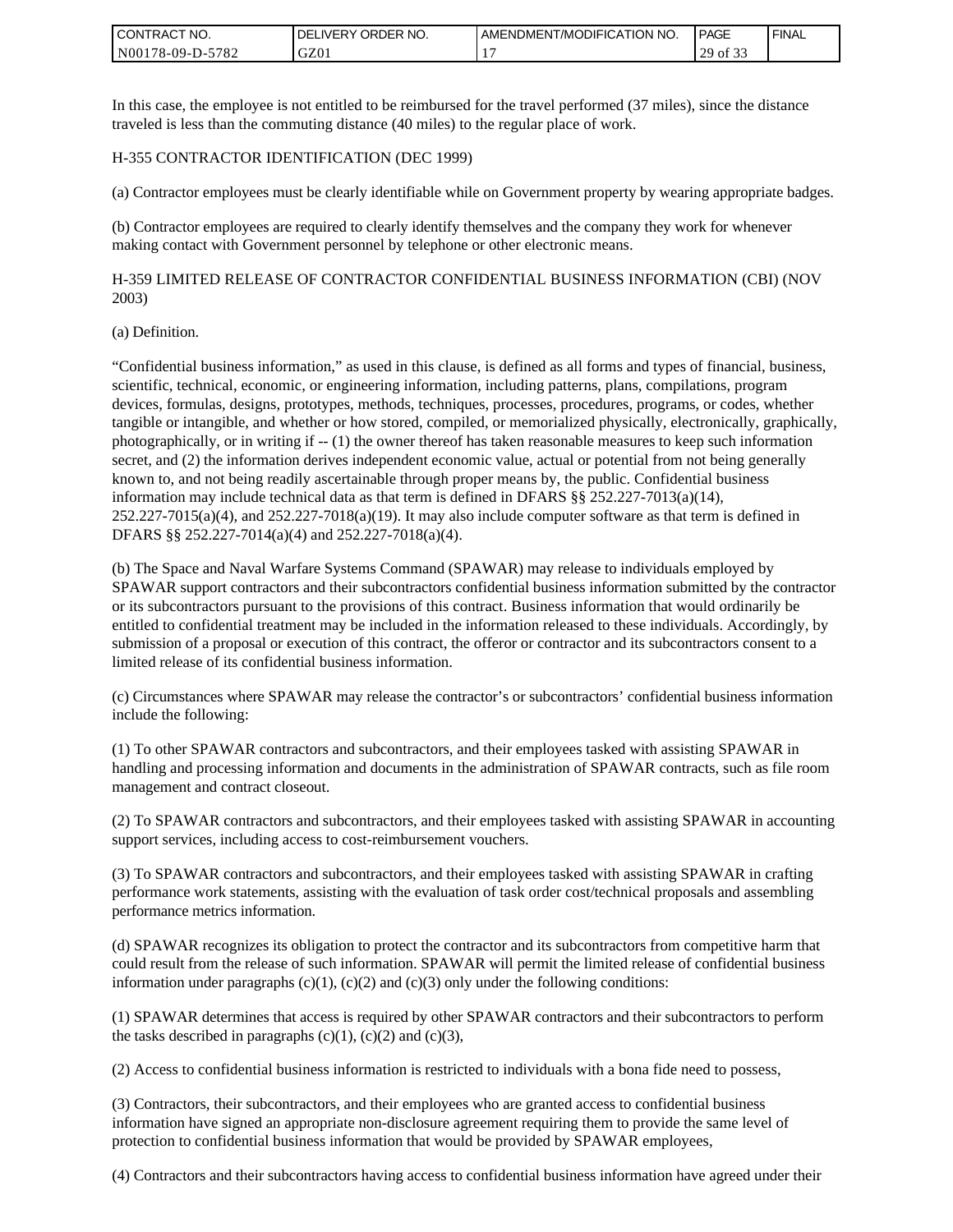In this case, the employee is not entitled to be reimbursed for the travel performed (37 miles), since the distance traveled is less than the commuting distance (40 miles) to the regular place of work.

H-355 CONTRACTOR IDENTIFICATION (DEC 1999)

(a) Contractor employees must be clearly identifiable while on Government property by wearing appropriate badges.

(b) Contractor employees are required to clearly identify themselves and the company they work for whenever making contact with Government personnel by telephone or other electronic means.

H-359 LIMITED RELEASE OF CONTRACTOR CONFIDENTIAL BUSINESS INFORMATION (CBI) (NOV 2003)

(a) Definition.

"Confidential business information," as used in this clause, is defined as all forms and types of financial, business, scientific, technical, economic, or engineering information, including patterns, plans, compilations, program devices, formulas, designs, prototypes, methods, techniques, processes, procedures, programs, or codes, whether tangible or intangible, and whether or how stored, compiled, or memorialized physically, electronically, graphically, photographically, or in writing if -- (1) the owner thereof has taken reasonable measures to keep such information secret, and (2) the information derives independent economic value, actual or potential from not being generally known to, and not being readily ascertainable through proper means by, the public. Confidential business information may include technical data as that term is defined in DFARS §§ 252.227-7013(a)(14), 252.227-7015(a)(4), and 252.227-7018(a)(19). It may also include computer software as that term is defined in DFARS §§ 252.227-7014(a)(4) and 252.227-7018(a)(4).

(b) The Space and Naval Warfare Systems Command (SPAWAR) may release to individuals employed by SPAWAR support contractors and their subcontractors confidential business information submitted by the contractor or its subcontractors pursuant to the provisions of this contract. Business information that would ordinarily be entitled to confidential treatment may be included in the information released to these individuals. Accordingly, by submission of a proposal or execution of this contract, the offeror or contractor and its subcontractors consent to a limited release of its confidential business information.

(c) Circumstances where SPAWAR may release the contractor's or subcontractors' confidential business information include the following:

(1) To other SPAWAR contractors and subcontractors, and their employees tasked with assisting SPAWAR in handling and processing information and documents in the administration of SPAWAR contracts, such as file room management and contract closeout.

(2) To SPAWAR contractors and subcontractors, and their employees tasked with assisting SPAWAR in accounting support services, including access to cost-reimbursement vouchers.

(3) To SPAWAR contractors and subcontractors, and their employees tasked with assisting SPAWAR in crafting performance work statements, assisting with the evaluation of task order cost/technical proposals and assembling performance metrics information.

(d) SPAWAR recognizes its obligation to protect the contractor and its subcontractors from competitive harm that could result from the release of such information. SPAWAR will permit the limited release of confidential business information under paragraphs (c)(1), (c)(2) and (c)(3) only under the following conditions:

(1) SPAWAR determines that access is required by other SPAWAR contractors and their subcontractors to perform the tasks described in paragraphs (c)(1), (c)(2) and (c)(3),

(2) Access to confidential business information is restricted to individuals with a bona fide need to possess,

(3) Contractors, their subcontractors, and their employees who are granted access to confidential business information have signed an appropriate non-disclosure agreement requiring them to provide the same level of protection to confidential business information that would be provided by SPAWAR employees,

(4) Contractors and their subcontractors having access to confidential business information have agreed under their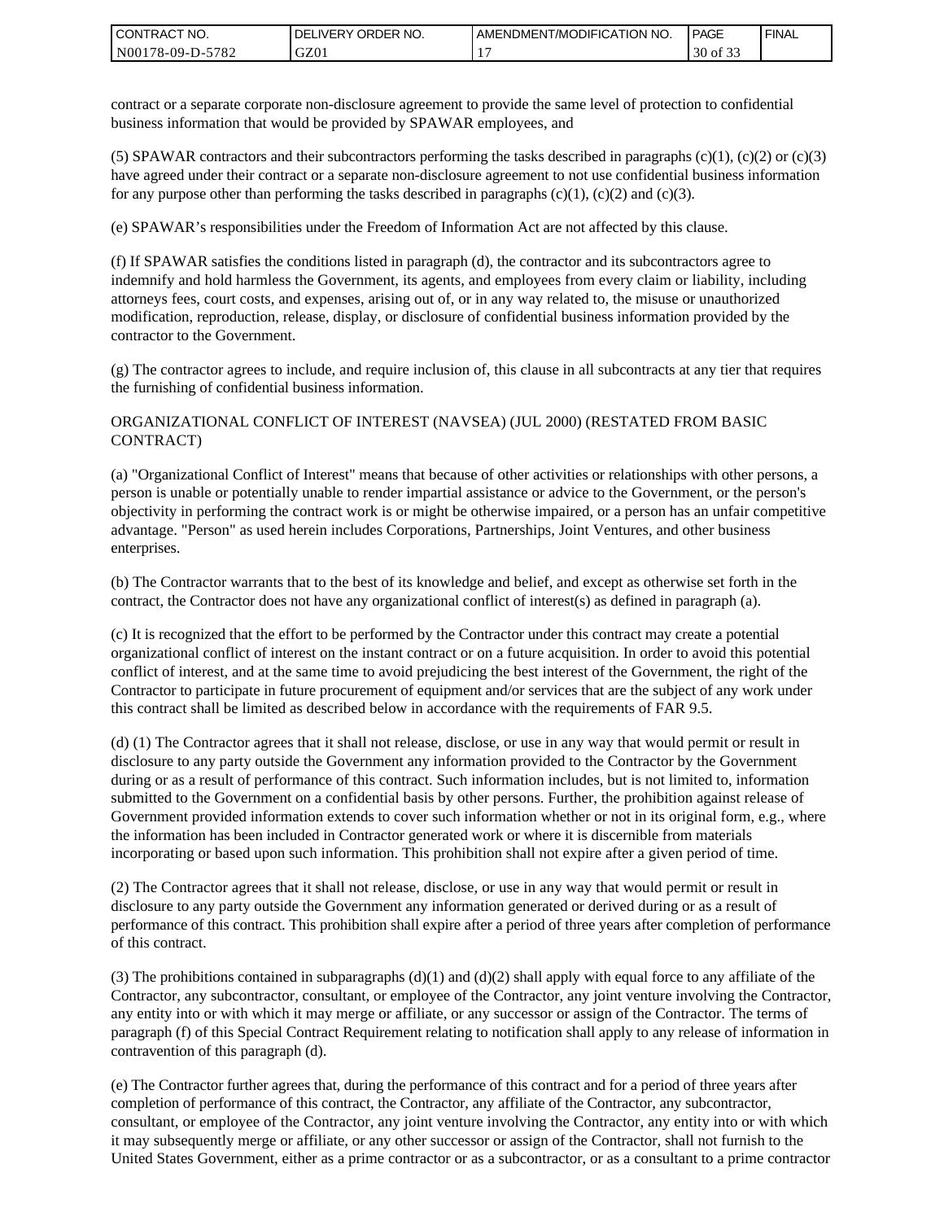contract or a separate corporate non-disclosure agreement to provide the same level of protection to confidential business information that would be provided by SPAWAR employees, and

(5) SPAWAR contractors and their subcontractors performing the tasks described in paragraphs (c)(1), (c)(2) or (c)(3) have agreed under their contract or a separate non-disclosure agreement to not use confidential business information for any purpose other than performing the tasks described in paragraphs (c)(1), (c)(2) and (c)(3).

(e) SPAWAR's responsibilities under the Freedom of Information Act are not affected by this clause.

(f) If SPAWAR satisfies the conditions listed in paragraph (d), the contractor and its subcontractors agree to indemnify and hold harmless the Government, its agents, and employees from every claim or liability, including attorneys fees, court costs, and expenses, arising out of, or in any way related to, the misuse or unauthorized modification, reproduction, release, display, or disclosure of confidential business information provided by the contractor to the Government.

(g) The contractor agrees to include, and require inclusion of, this clause in all subcontracts at any tier that requires the furnishing of confidential business information.

ORGANIZATIONAL CONFLICT OF INTEREST (NAVSEA) (JUL 2000) (RESTATED FROM BASIC CONTRACT)

(a) "Organizational Conflict of Interest" means that because of other activities or relationships with other persons, a person is unable or potentially unable to render impartial assistance or advice to the Government, or the person's objectivity in performing the contract work is or might be otherwise impaired, or a person has an unfair competitive advantage. "Person" as used herein includes Corporations, Partnerships, Joint Ventures, and other business enterprises.

(b) The Contractor warrants that to the best of its knowledge and belief, and except as otherwise set forth in the contract, the Contractor does not have any organizational conflict of interest(s) as defined in paragraph (a).

(c) It is recognized that the effort to be performed by the Contractor under this contract may create a potential organizational conflict of interest on the instant contract or on a future acquisition. In order to avoid this potential conflict of interest, and at the same time to avoid prejudicing the best interest of the Government, the right of the Contractor to participate in future procurement of equipment and/or services that are the subject of any work under this contract shall be limited as described below in accordance with the requirements of FAR 9.5.

(d) (1) The Contractor agrees that it shall not release, disclose, or use in any way that would permit or result in disclosure to any party outside the Government any information provided to the Contractor by the Government during or as a result of performance of this contract. Such information includes, but is not limited to, information submitted to the Government on a confidential basis by other persons. Further, the prohibition against release of Government provided information extends to cover such information whether or not in its original form, e.g., where the information has been included in Contractor generated work or where it is discernible from materials incorporating or based upon such information. This prohibition shall not expire after a given period of time.

(2) The Contractor agrees that it shall not release, disclose, or use in any way that would permit or result in disclosure to any party outside the Government any information generated or derived during or as a result of performance of this contract. This prohibition shall expire after a period of three years after completion of performance of this contract.

(3) The prohibitions contained in subparagraphs (d)(1) and (d)(2) shall apply with equal force to any affiliate of the Contractor, any subcontractor, consultant, or employee of the Contractor, any joint venture involving the Contractor, any entity into or with which it may merge or affiliate, or any successor or assign of the Contractor. The terms of paragraph (f) of this Special Contract Requirement relating to notification shall apply to any release of information in contravention of this paragraph (d).

(e) The Contractor further agrees that, during the performance of this contract and for a period of three years after completion of performance of this contract, the Contractor, any affiliate of the Contractor, any subcontractor, consultant, or employee of the Contractor, any joint venture involving the Contractor, any entity into or with which it may subsequently merge or affiliate, or any other successor or assign of the Contractor, shall not furnish to the United States Government, either as a prime contractor or as a subcontractor, or as a consultant to a prime contractor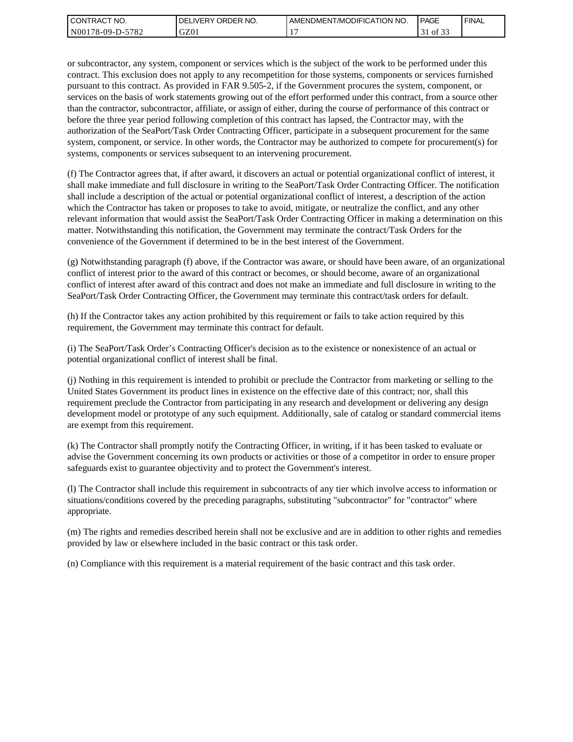or subcontractor, any system, component or services which is the subject of the work to be performed under this contract. This exclusion does not apply to any recompetition for those systems, components or services furnished pursuant to this contract. As provided in FAR 9.505-2, if the Government procures the system, component, or services on the basis of work statements growing out of the effort performed under this contract, from a source other than the contractor, subcontractor, affiliate, or assign of either, during the course of performance of this contract or before the three year period following completion of this contract has lapsed, the Contractor may, with the authorization of the SeaPort/Task Order Contracting Officer, participate in a subsequent procurement for the same system, component, or service. In other words, the Contractor may be authorized to compete for procurement(s) for systems, components or services subsequent to an intervening procurement.

(f) The Contractor agrees that, if after award, it discovers an actual or potential organizational conflict of interest, it shall make immediate and full disclosure in writing to the SeaPort/Task Order Contracting Officer. The notification shall include a description of the actual or potential organizational conflict of interest, a description of the action which the Contractor has taken or proposes to take to avoid, mitigate, or neutralize the conflict, and any other relevant information that would assist the SeaPort/Task Order Contracting Officer in making a determination on this matter. Notwithstanding this notification, the Government may terminate the contract/Task Orders for the convenience of the Government if determined to be in the best interest of the Government.

(g) Notwithstanding paragraph (f) above, if the Contractor was aware, or should have been aware, of an organizational conflict of interest prior to the award of this contract or becomes, or should become, aware of an organizational conflict of interest after award of this contract and does not make an immediate and full disclosure in writing to the SeaPort/Task Order Contracting Officer, the Government may terminate this contract/task orders for default.

(h) If the Contractor takes any action prohibited by this requirement or fails to take action required by this requirement, the Government may terminate this contract for default.

(i) The SeaPort/Task Order's Contracting Officer's decision as to the existence or nonexistence of an actual or potential organizational conflict of interest shall be final.

(j) Nothing in this requirement is intended to prohibit or preclude the Contractor from marketing or selling to the United States Government its product lines in existence on the effective date of this contract; nor, shall this requirement preclude the Contractor from participating in any research and development or delivering any design development model or prototype of any such equipment. Additionally, sale of catalog or standard commercial items are exempt from this requirement.

(k) The Contractor shall promptly notify the Contracting Officer, in writing, if it has been tasked to evaluate or advise the Government concerning its own products or activities or those of a competitor in order to ensure proper safeguards exist to guarantee objectivity and to protect the Government's interest.

(l) The Contractor shall include this requirement in subcontracts of any tier which involve access to information or situations/conditions covered by the preceding paragraphs, substituting "subcontractor" for "contractor" where appropriate.

(m) The rights and remedies described herein shall not be exclusive and are in addition to other rights and remedies provided by law or elsewhere included in the basic contract or this task order.

(n) Compliance with this requirement is a material requirement of the basic contract and this task order.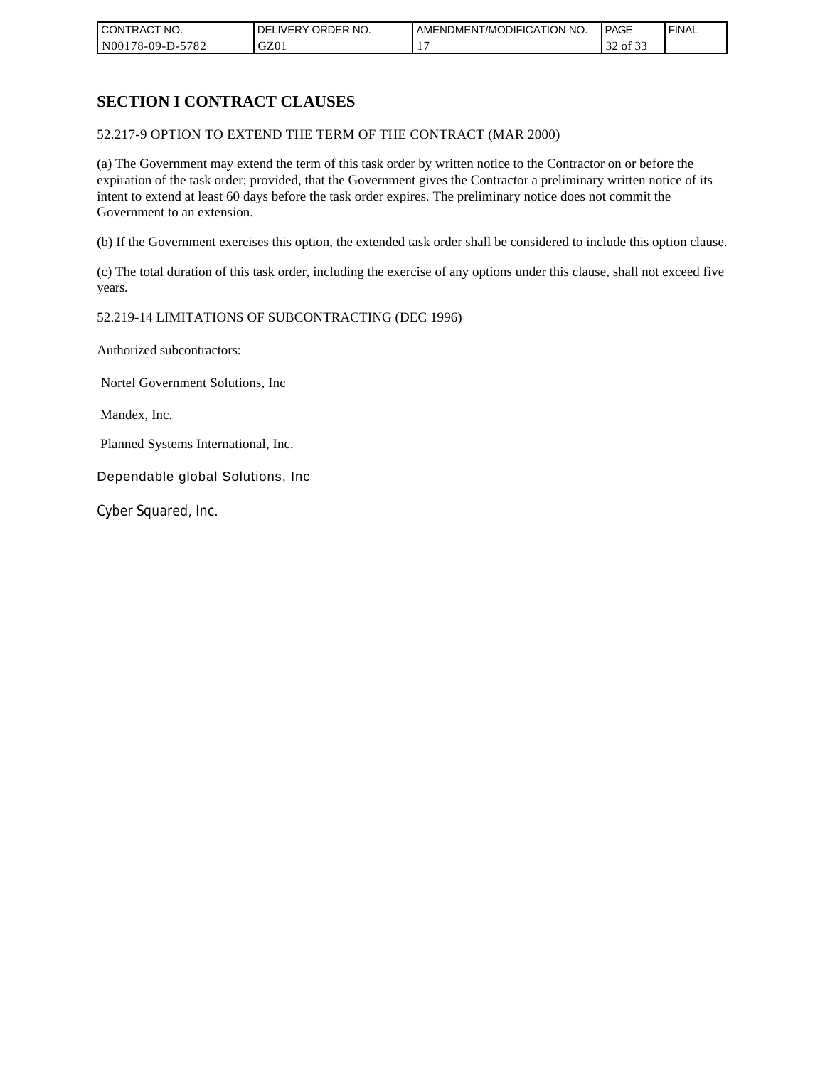## SECTION I CONTRACT CLAUSES

52.217-9 OPTION TO EXTEND THE TERM OF THE CONTRACT (MAR 2000)

(a) The Government may extend the term of this task order by written notice to the Contractor on or before the expiration of the task order; provided, that the Government gives the Contractor a preliminary written notice of its intent to extend at least 60 days before the task order expires. The preliminary notice does not commit the Government to an extension.

(b) If the Government exercises this option, the extended task order shall be considered to include this option clause.

(c) The total duration of this task order, including the exercise of any options under this clause, shall not exceed five years.

52.219-14 LIMITATIONS OF SUBCONTRACTING (DEC 1996)

Authorized subcontractors:

Nortel Government Solutions, Inc

Mandex, Inc.

Planned Systems International, Inc.

Dependable global Solutions, Inc

Cyber Squared, Inc.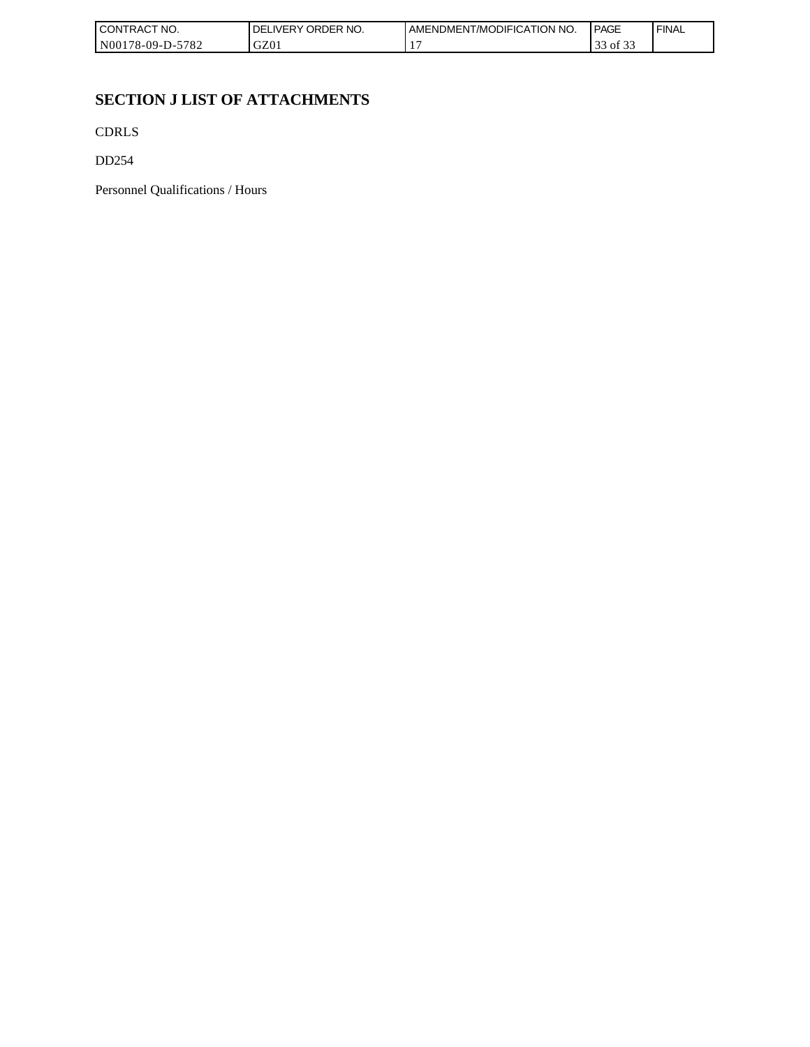## SECTION J LIST OF ATTACHMENTS

CDRLS

DD254

Personnel Qualifications / Hours